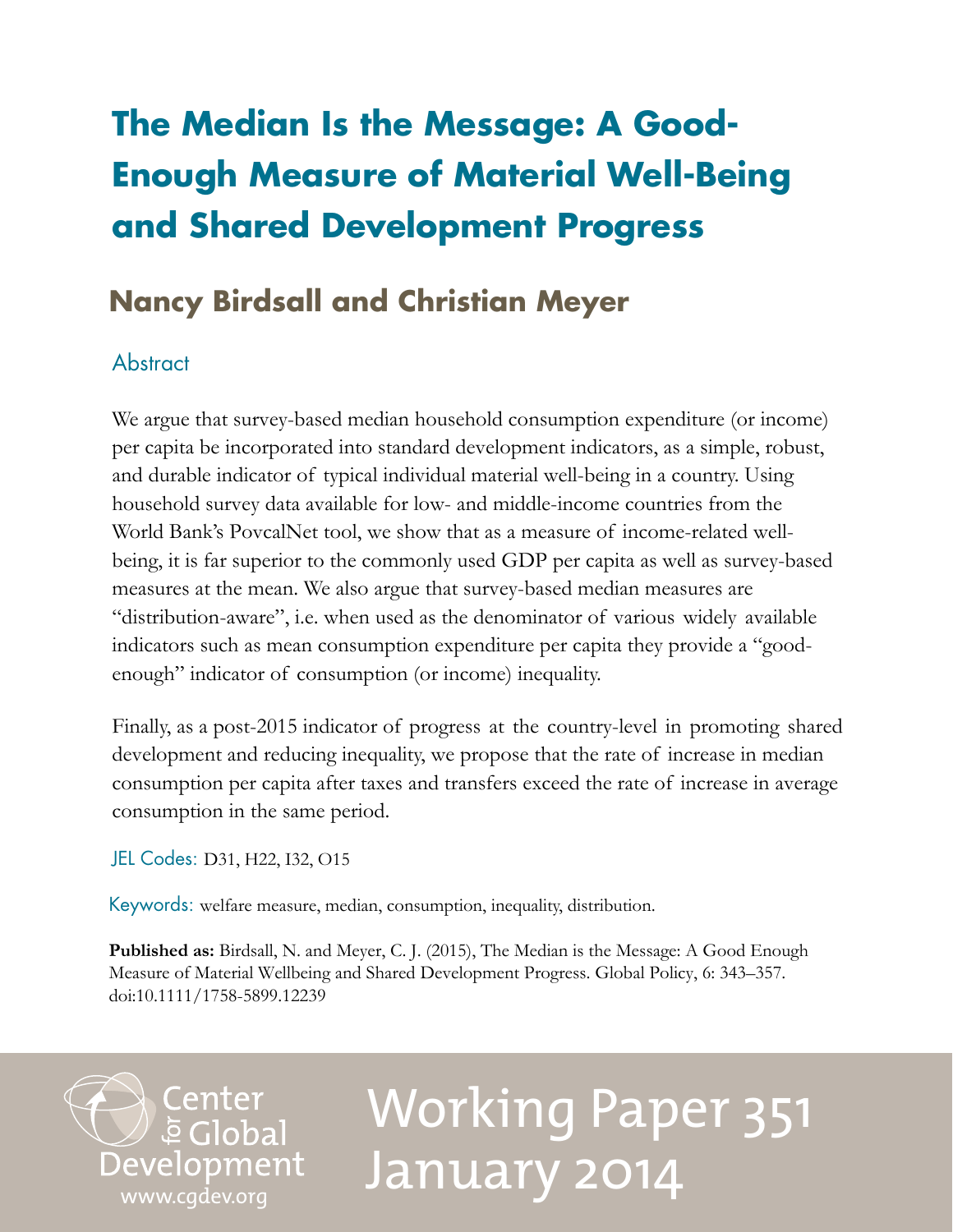# The Median Is the Message: A Good-Enough Measure of Material Well-Being and Shared Development Progress

## Nancy Birdsall and Christian Meyer

### Abstract

We argue that survey-based median household consumption expenditure (or income) per capita be incorporated into standard development indicators, as a simple, robust, and durable indicator of typical individual material well-being in a country. Using household survey data available for low- and middle-income countries from the World Bank's PovcalNet tool, we show that as a measure of income-related well-being, it is far superior to the commonly used GDP per capita as well as survey-based measures at the mean. We also argue that survey-based median measures are "distribution-aware", i.e. when used as the denominator of various widely available indicators such as mean consumption expenditure per capita they provide a "good-enough" indicator of consumption (or income) inequality.

Finally, as a post-2015 indicator of progress at the country-level in promoting shared development and reducing inequality, we propose that the rate of increase in median consumption per capita after taxes and transfers exceed the rate of increase in average consumption in the same period.

JEL Codes: D31, H22, I32, O15

Keywords: welfare measure, median, consumption, inequality, distribution.

**Published as:** Birdsall, N. and Meyer, C. J. (2015), The Median is the Message: A Good Enough Measure of Material Wellbeing and Shared Development Progress. Global Policy, 6: 343–357. doi:10.1111/1758-5899.12239

Center for Global Development
www.cgdev.org

Working Paper 351
January 2014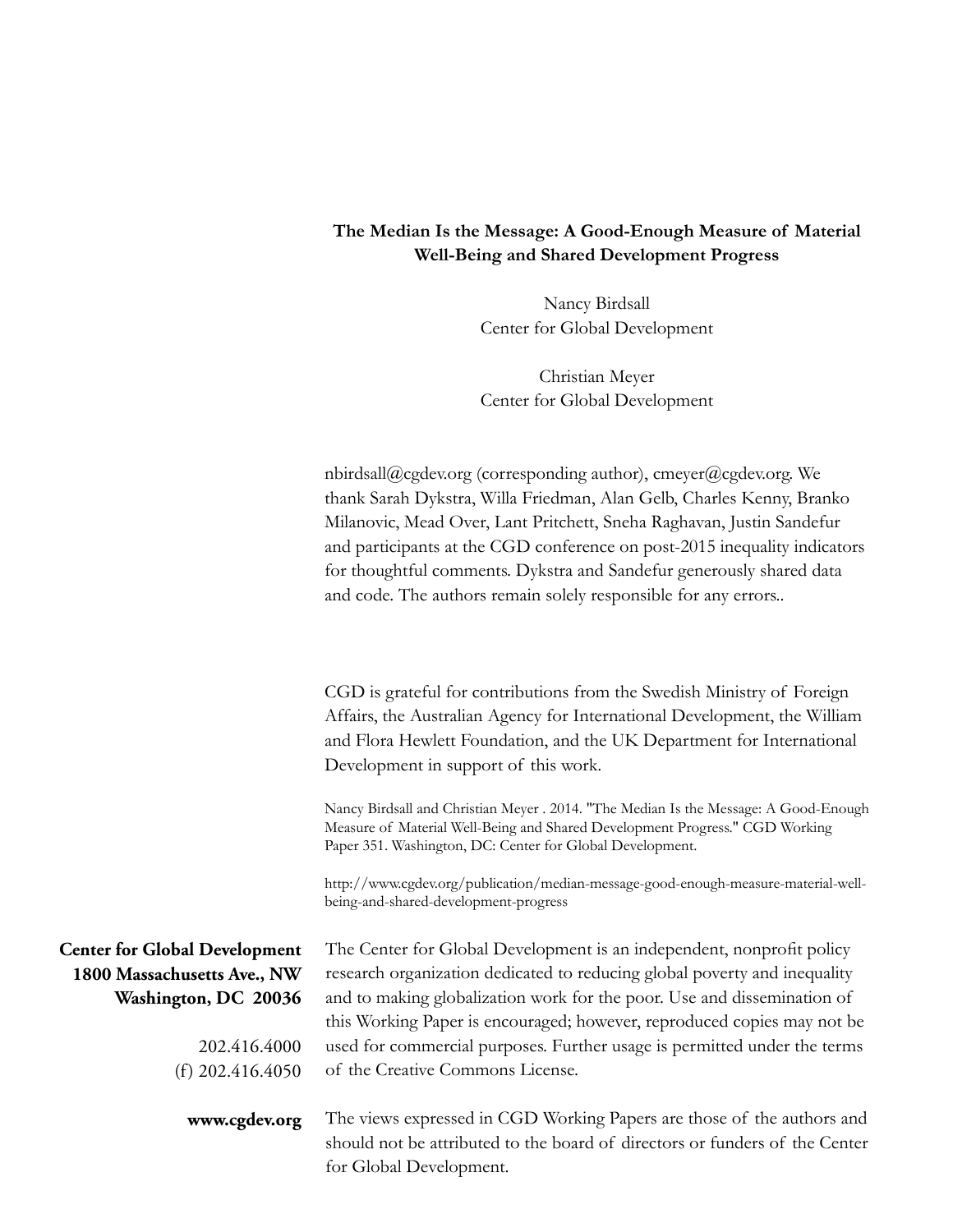**The Median Is the Message: A Good-Enough Measure of Material Well-Being and Shared Development Progress**

Nancy Birdsall
Center for Global Development

Christian Meyer
Center for Global Development

nbirdsall@cgdev.org (corresponding author), cmeyer@cgdev.org. We thank Sarah Dykstra, Willa Friedman, Alan Gelb, Charles Kenny, Branko Milanovic, Mead Over, Lant Pritchett, Sneha Raghavan, Justin Sandefur and participants at the CGD conference on post-2015 inequality indicators for thoughtful comments. Dykstra and Sandefur generously shared data and code. The authors remain solely responsible for any errors..

CGD is grateful for contributions from the Swedish Ministry of Foreign Affairs, the Australian Agency for International Development, the William and Flora Hewlett Foundation, and the UK Department for International Development in support of this work.

Nancy Birdsall and Christian Meyer . 2014. "The Median Is the Message: A Good-Enough Measure of Material Well-Being and Shared Development Progress." CGD Working Paper 351. Washington, DC: Center for Global Development.

http://www.cgdev.org/publication/median-message-good-enough-measure-material-well-being-and-shared-development-progress

**Center for Global Development**
**1800 Massachusetts Ave., NW**
**Washington, DC 20036**

202.416.4000
(f) 202.416.4050

**www.cgdev.org**

The Center for Global Development is an independent, nonprofit policy research organization dedicated to reducing global poverty and inequality and to making globalization work for the poor. Use and dissemination of this Working Paper is encouraged; however, reproduced copies may not be used for commercial purposes. Further usage is permitted under the terms of the Creative Commons License.

The views expressed in CGD Working Papers are those of the authors and should not be attributed to the board of directors or funders of the Center for Global Development.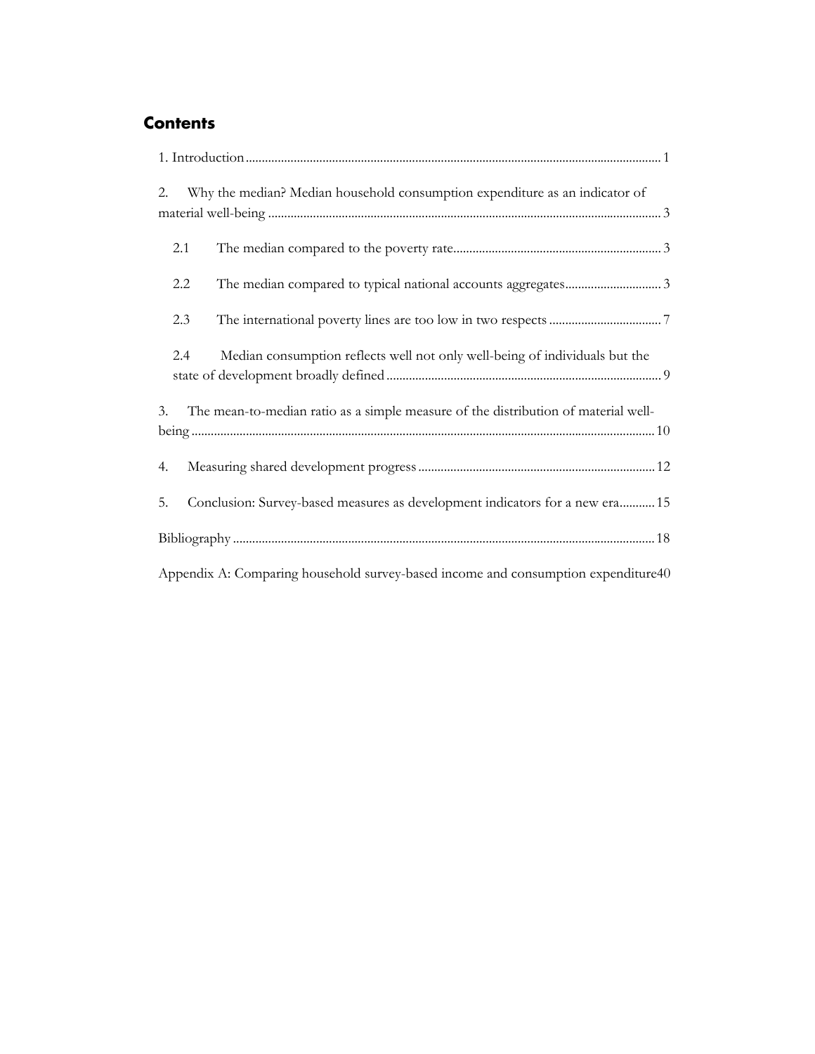## Contents

1. Introduction ........................................................................................................................... 1

2. Why the median? Median household consumption expenditure as an indicator of material well-being ........................................................................................................................... 3

    2.1 The median compared to the poverty rate ....................................................................... 3

    2.2 The median compared to typical national accounts aggregates ..................................... 3

    2.3 The international poverty lines are too low in two respects ............................................ 7

    2.4 Median consumption reflects well not only well-being of individuals but the state of development broadly defined ................................................................................. 9

3. The mean-to-median ratio as a simple measure of the distribution of material well-being ........................................................................................................................... 10

4. Measuring shared development progress ........................................................................ 12

5. Conclusion: Survey-based measures as development indicators for a new era ........... 15

Bibliography ........................................................................................................................... 18

Appendix A: Comparing household survey-based income and consumption expenditure 40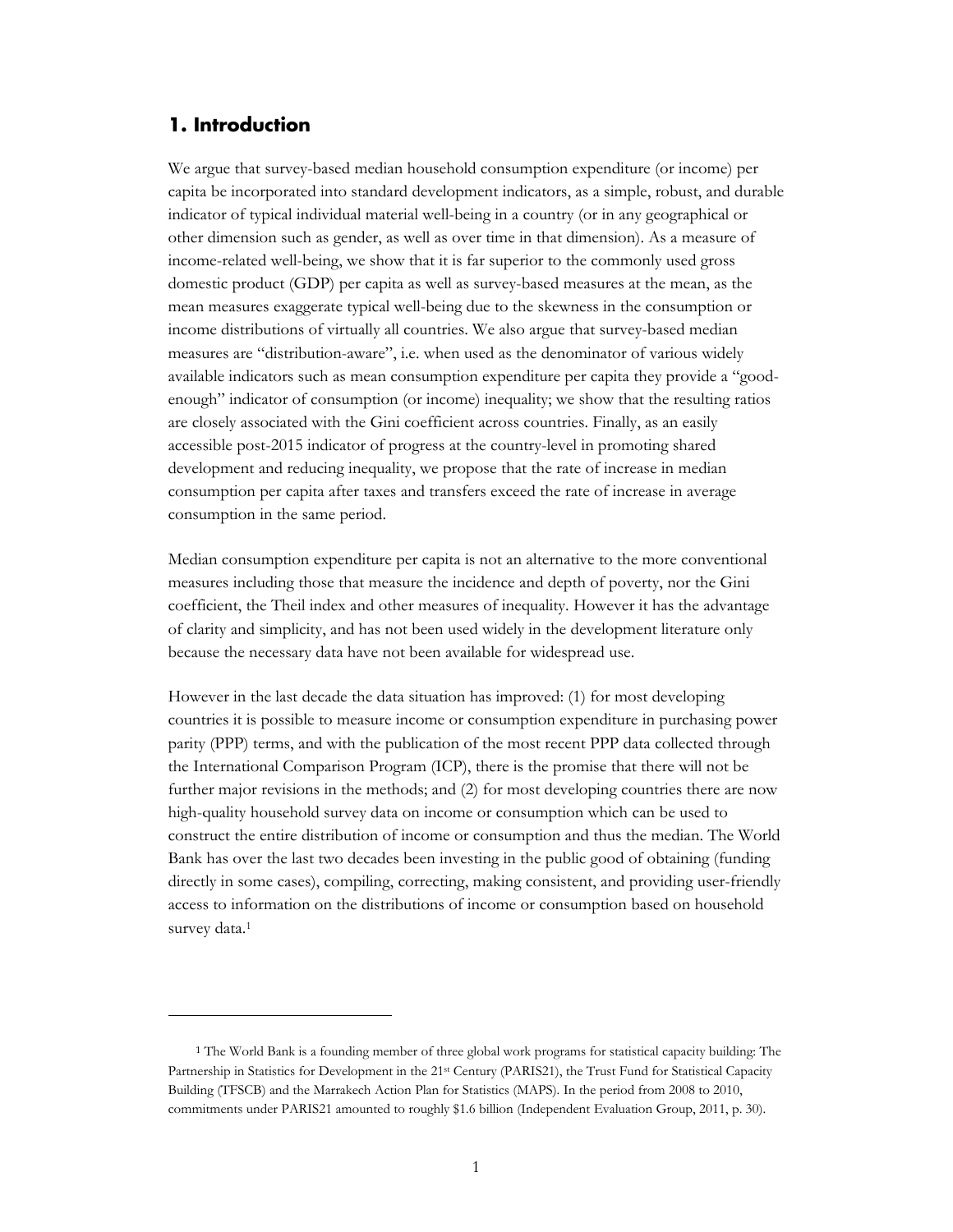## 1. Introduction

We argue that survey-based median household consumption expenditure (or income) per capita be incorporated into standard development indicators, as a simple, robust, and durable indicator of typical individual material well-being in a country (or in any geographical or other dimension such as gender, as well as over time in that dimension). As a measure of income-related well-being, we show that it is far superior to the commonly used gross domestic product (GDP) per capita as well as survey-based measures at the mean, as the mean measures exaggerate typical well-being due to the skewness in the consumption or income distributions of virtually all countries. We also argue that survey-based median measures are "distribution-aware", i.e. when used as the denominator of various widely available indicators such as mean consumption expenditure per capita they provide a "good-enough" indicator of consumption (or income) inequality; we show that the resulting ratios are closely associated with the Gini coefficient across countries. Finally, as an easily accessible post-2015 indicator of progress at the country-level in promoting shared development and reducing inequality, we propose that the rate of increase in median consumption per capita after taxes and transfers exceed the rate of increase in average consumption in the same period.

Median consumption expenditure per capita is not an alternative to the more conventional measures including those that measure the incidence and depth of poverty, nor the Gini coefficient, the Theil index and other measures of inequality. However it has the advantage of clarity and simplicity, and has not been used widely in the development literature only because the necessary data have not been available for widespread use.

However in the last decade the data situation has improved: (1) for most developing countries it is possible to measure income or consumption expenditure in purchasing power parity (PPP) terms, and with the publication of the most recent PPP data collected through the International Comparison Program (ICP), there is the promise that there will not be further major revisions in the methods; and (2) for most developing countries there are now high-quality household survey data on income or consumption which can be used to construct the entire distribution of income or consumption and thus the median. The World Bank has over the last two decades been investing in the public good of obtaining (funding directly in some cases), compiling, correcting, making consistent, and providing user-friendly access to information on the distributions of income or consumption based on household survey data.[1]

---

[1] The World Bank is a founding member of three global work programs for statistical capacity building: The Partnership in Statistics for Development in the 21st Century (PARIS21), the Trust Fund for Statistical Capacity Building (TFSCB) and the Marrakech Action Plan for Statistics (MAPS). In the period from 2008 to 2010, commitments under PARIS21 amounted to roughly $1.6 billion (Independent Evaluation Group, 2011, p. 30).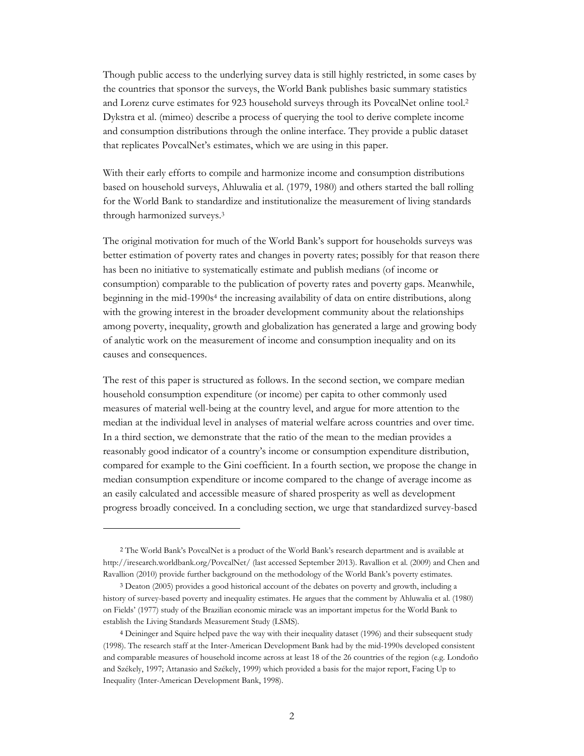Though public access to the underlying survey data is still highly restricted, in some cases by the countries that sponsor the surveys, the World Bank publishes basic summary statistics and Lorenz curve estimates for 923 household surveys through its PovcalNet online tool.[2] Dykstra et al. (mimeo) describe a process of querying the tool to derive complete income and consumption distributions through the online interface. They provide a public dataset that replicates PovcalNet's estimates, which we are using in this paper.

With their early efforts to compile and harmonize income and consumption distributions based on household surveys, Ahluwalia et al. (1979, 1980) and others started the ball rolling for the World Bank to standardize and institutionalize the measurement of living standards through harmonized surveys.[3]

The original motivation for much of the World Bank's support for households surveys was better estimation of poverty rates and changes in poverty rates; possibly for that reason there has been no initiative to systematically estimate and publish medians (of income or consumption) comparable to the publication of poverty rates and poverty gaps. Meanwhile, beginning in the mid-1990s[4] the increasing availability of data on entire distributions, along with the growing interest in the broader development community about the relationships among poverty, inequality, growth and globalization has generated a large and growing body of analytic work on the measurement of income and consumption inequality and on its causes and consequences.

The rest of this paper is structured as follows. In the second section, we compare median household consumption expenditure (or income) per capita to other commonly used measures of material well-being at the country level, and argue for more attention to the median at the individual level in analyses of material welfare across countries and over time. In a third section, we demonstrate that the ratio of the mean to the median provides a reasonably good indicator of a country's income or consumption expenditure distribution, compared for example to the Gini coefficient. In a fourth section, we propose the change in median consumption expenditure or income compared to the change of average income as an easily calculated and accessible measure of shared prosperity as well as development progress broadly conceived. In a concluding section, we urge that standardized survey-based

---

[2] The World Bank's PovcalNet is a product of the World Bank's research department and is available at http://iresearch.worldbank.org/PovcalNet/ (last accessed September 2013). Ravallion et al. (2009) and Chen and Ravallion (2010) provide further background on the methodology of the World Bank's poverty estimates.

[3] Deaton (2005) provides a good historical account of the debates on poverty and growth, including a history of survey-based poverty and inequality estimates. He argues that the comment by Ahluwalia et al. (1980) on Fields' (1977) study of the Brazilian economic miracle was an important impetus for the World Bank to establish the Living Standards Measurement Study (LSMS).

[4] Deininger and Squire helped pave the way with their inequality dataset (1996) and their subsequent study (1998). The research staff at the Inter-American Development Bank had by the mid-1990s developed consistent and comparable measures of household income across at least 18 of the 26 countries of the region (e.g. Londoño and Székely, 1997; Attanasio and Székely, 1999) which provided a basis for the major report, Facing Up to Inequality (Inter-American Development Bank, 1998).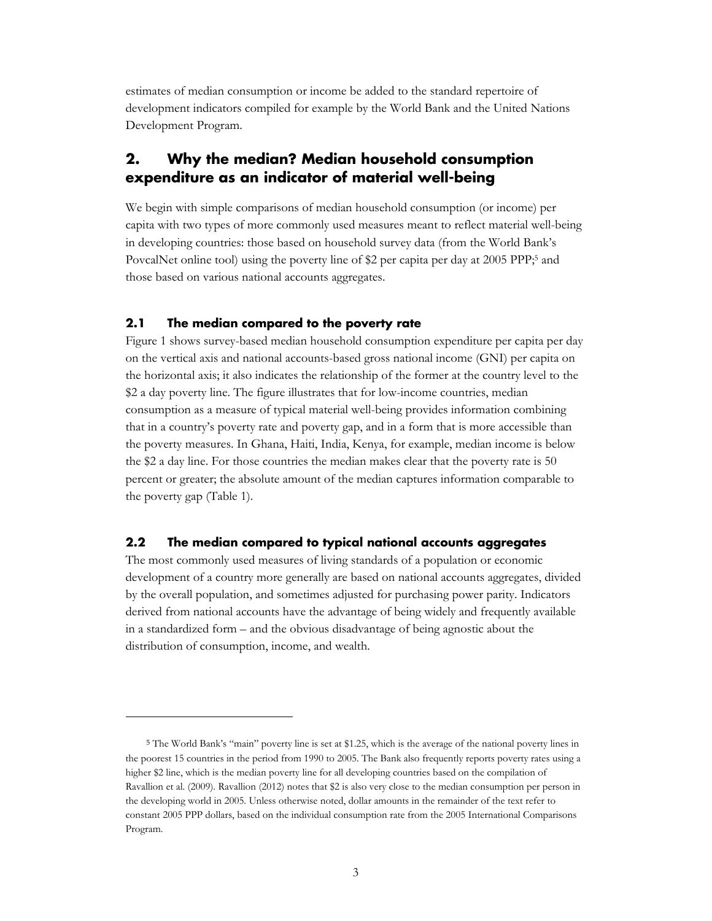estimates of median consumption or income be added to the standard repertoire of development indicators compiled for example by the World Bank and the United Nations Development Program.

## 2. Why the median? Median household consumption expenditure as an indicator of material well-being

We begin with simple comparisons of median household consumption (or income) per capita with two types of more commonly used measures meant to reflect material well-being in developing countries: those based on household survey data (from the World Bank's PovcalNet online tool) using the poverty line of $2 per capita per day at 2005 PPP;[5] and those based on various national accounts aggregates.

### 2.1 The median compared to the poverty rate

Figure 1 shows survey-based median household consumption expenditure per capita per day on the vertical axis and national accounts-based gross national income (GNI) per capita on the horizontal axis; it also indicates the relationship of the former at the country level to the $2 a day poverty line. The figure illustrates that for low-income countries, median consumption as a measure of typical material well-being provides information combining that in a country's poverty rate and poverty gap, and in a form that is more accessible than the poverty measures. In Ghana, Haiti, India, Kenya, for example, median income is below the $2 a day line. For those countries the median makes clear that the poverty rate is 50 percent or greater; the absolute amount of the median captures information comparable to the poverty gap (Table 1).

### 2.2 The median compared to typical national accounts aggregates

The most commonly used measures of living standards of a population or economic development of a country more generally are based on national accounts aggregates, divided by the overall population, and sometimes adjusted for purchasing power parity. Indicators derived from national accounts have the advantage of being widely and frequently available in a standardized form – and the obvious disadvantage of being agnostic about the distribution of consumption, income, and wealth.

---

[5] The World Bank's "main" poverty line is set at $1.25, which is the average of the national poverty lines in the poorest 15 countries in the period from 1990 to 2005. The Bank also frequently reports poverty rates using a higher $2 line, which is the median poverty line for all developing countries based on the compilation of Ravallion et al. (2009). Ravallion (2012) notes that $2 is also very close to the median consumption per person in the developing world in 2005. Unless otherwise noted, dollar amounts in the remainder of the text refer to constant 2005 PPP dollars, based on the individual consumption rate from the 2005 International Comparisons Program.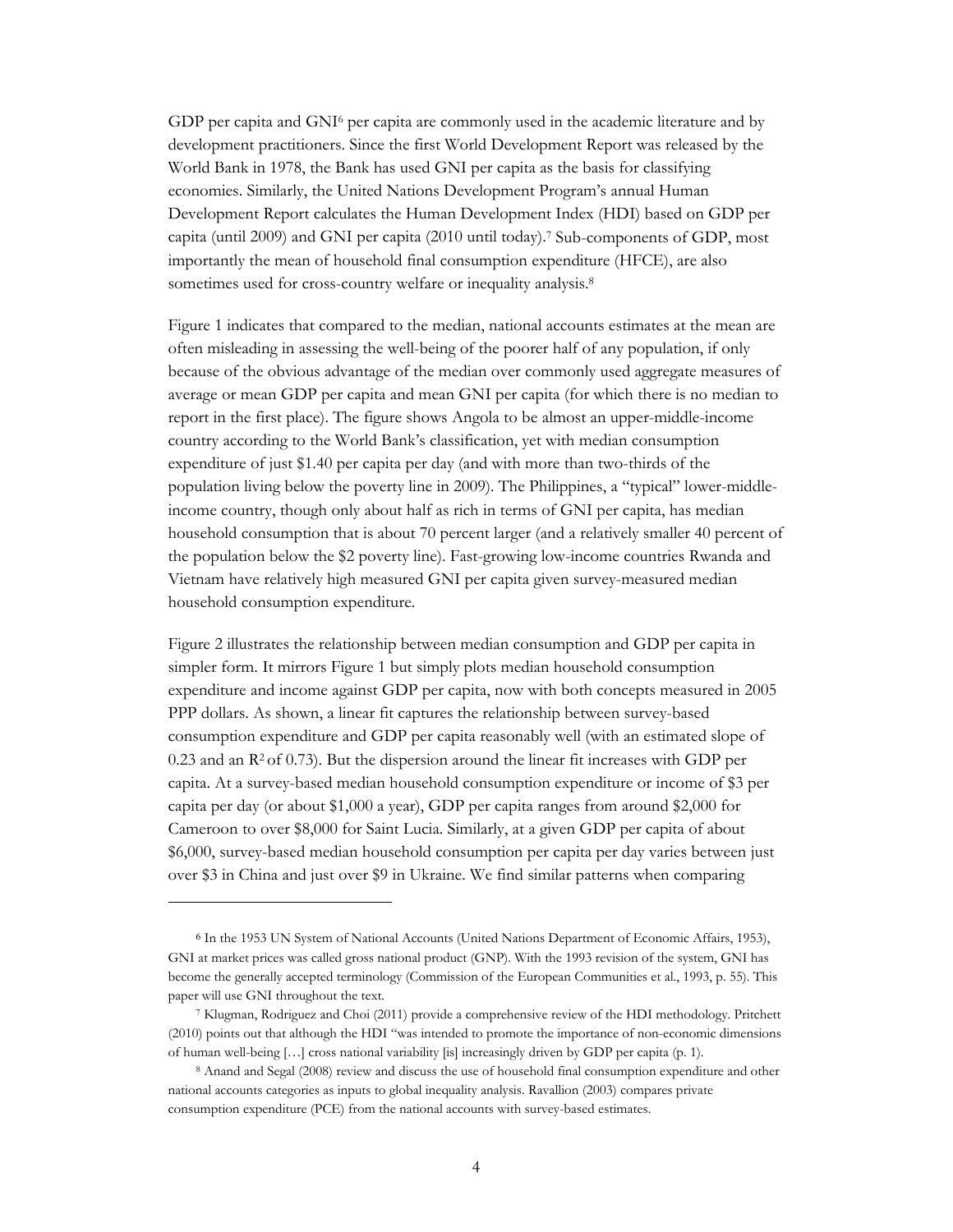GDP per capita and GNI[6] per capita are commonly used in the academic literature and by development practitioners. Since the first World Development Report was released by the World Bank in 1978, the Bank has used GNI per capita as the basis for classifying economies. Similarly, the United Nations Development Program's annual Human Development Report calculates the Human Development Index (HDI) based on GDP per capita (until 2009) and GNI per capita (2010 until today).[7] Sub-components of GDP, most importantly the mean of household final consumption expenditure (HFCE), are also sometimes used for cross-country welfare or inequality analysis.[8]

Figure 1 indicates that compared to the median, national accounts estimates at the mean are often misleading in assessing the well-being of the poorer half of any population, if only because of the obvious advantage of the median over commonly used aggregate measures of average or mean GDP per capita and mean GNI per capita (for which there is no median to report in the first place). The figure shows Angola to be almost an upper-middle-income country according to the World Bank's classification, yet with median consumption expenditure of just $1.40 per capita per day (and with more than two-thirds of the population living below the poverty line in 2009). The Philippines, a "typical" lower-middle-income country, though only about half as rich in terms of GNI per capita, has median household consumption that is about 70 percent larger (and a relatively smaller 40 percent of the population below the $2 poverty line). Fast-growing low-income countries Rwanda and Vietnam have relatively high measured GNI per capita given survey-measured median household consumption expenditure.

Figure 2 illustrates the relationship between median consumption and GDP per capita in simpler form. It mirrors Figure 1 but simply plots median household consumption expenditure and income against GDP per capita, now with both concepts measured in 2005 PPP dollars. As shown, a linear fit captures the relationship between survey-based consumption expenditure and GDP per capita reasonably well (with an estimated slope of 0.23 and an $R^2$ of 0.73). But the dispersion around the linear fit increases with GDP per capita. At a survey-based median household consumption expenditure or income of $3 per capita per day (or about $1,000 a year), GDP per capita ranges from around $2,000 for Cameroon to over $8,000 for Saint Lucia. Similarly, at a given GDP per capita of about $6,000, survey-based median household consumption per capita per day varies between just over $3 in China and just over $9 in Ukraine. We find similar patterns when comparing

---

[6] In the 1953 UN System of National Accounts (United Nations Department of Economic Affairs, 1953), GNI at market prices was called gross national product (GNP). With the 1993 revision of the system, GNI has become the generally accepted terminology (Commission of the European Communities et al., 1993, p. 55). This paper will use GNI throughout the text.

[7] Klugman, Rodriguez and Choi (2011) provide a comprehensive review of the HDI methodology. Pritchett (2010) points out that although the HDI "was intended to promote the importance of non-economic dimensions of human well-being […] cross national variability [is] increasingly driven by GDP per capita (p. 1).

[8] Anand and Segal (2008) review and discuss the use of household final consumption expenditure and other national accounts categories as inputs to global inequality analysis. Ravallion (2003) compares private consumption expenditure (PCE) from the national accounts with survey-based estimates.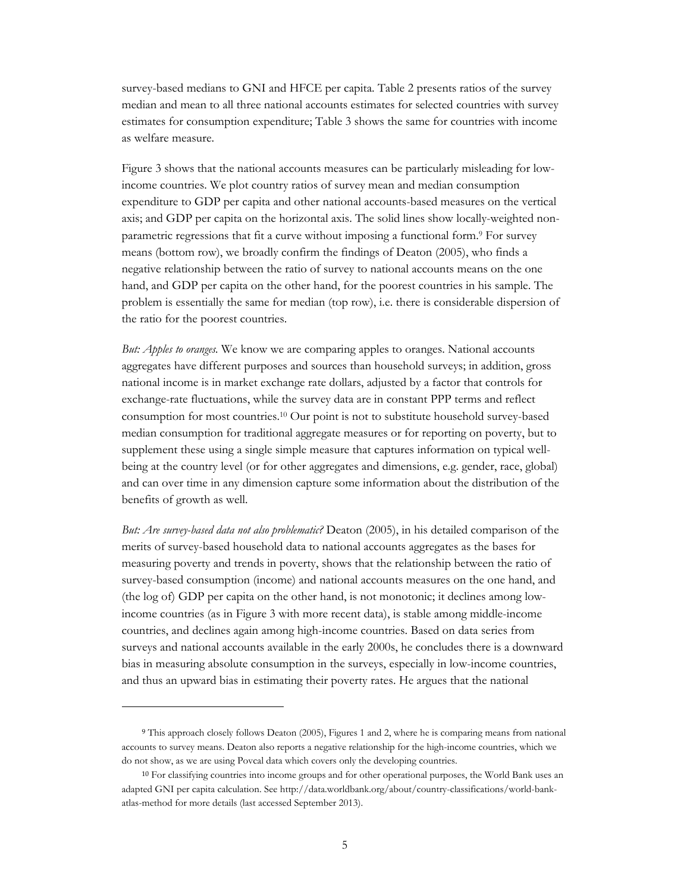survey-based medians to GNI and HFCE per capita. Table 2 presents ratios of the survey median and mean to all three national accounts estimates for selected countries with survey estimates for consumption expenditure; Table 3 shows the same for countries with income as welfare measure.

Figure 3 shows that the national accounts measures can be particularly misleading for low-income countries. We plot country ratios of survey mean and median consumption expenditure to GDP per capita and other national accounts-based measures on the vertical axis; and GDP per capita on the horizontal axis. The solid lines show locally-weighted non-parametric regressions that fit a curve without imposing a functional form.[9] For survey means (bottom row), we broadly confirm the findings of Deaton (2005), who finds a negative relationship between the ratio of survey to national accounts means on the one hand, and GDP per capita on the other hand, for the poorest countries in his sample. The problem is essentially the same for median (top row), i.e. there is considerable dispersion of the ratio for the poorest countries.

*But: Apples to oranges.* We know we are comparing apples to oranges. National accounts aggregates have different purposes and sources than household surveys; in addition, gross national income is in market exchange rate dollars, adjusted by a factor that controls for exchange-rate fluctuations, while the survey data are in constant PPP terms and reflect consumption for most countries.[10] Our point is not to substitute household survey-based median consumption for traditional aggregate measures or for reporting on poverty, but to supplement these using a single simple measure that captures information on typical well-being at the country level (or for other aggregates and dimensions, e.g. gender, race, global) and can over time in any dimension capture some information about the distribution of the benefits of growth as well.

*But: Are survey-based data not also problematic?* Deaton (2005), in his detailed comparison of the merits of survey-based household data to national accounts aggregates as the bases for measuring poverty and trends in poverty, shows that the relationship between the ratio of survey-based consumption (income) and national accounts measures on the one hand, and (the log of) GDP per capita on the other hand, is not monotonic; it declines among low-income countries (as in Figure 3 with more recent data), is stable among middle-income countries, and declines again among high-income countries. Based on data series from surveys and national accounts available in the early 2000s, he concludes there is a downward bias in measuring absolute consumption in the surveys, especially in low-income countries, and thus an upward bias in estimating their poverty rates. He argues that the national

---

[9] This approach closely follows Deaton (2005), Figures 1 and 2, where he is comparing means from national accounts to survey means. Deaton also reports a negative relationship for the high-income countries, which we do not show, as we are using Povcal data which covers only the developing countries.

[10] For classifying countries into income groups and for other operational purposes, the World Bank uses an adapted GNI per capita calculation. See http://data.worldbank.org/about/country-classifications/world-bank-atlas-method for more details (last accessed September 2013).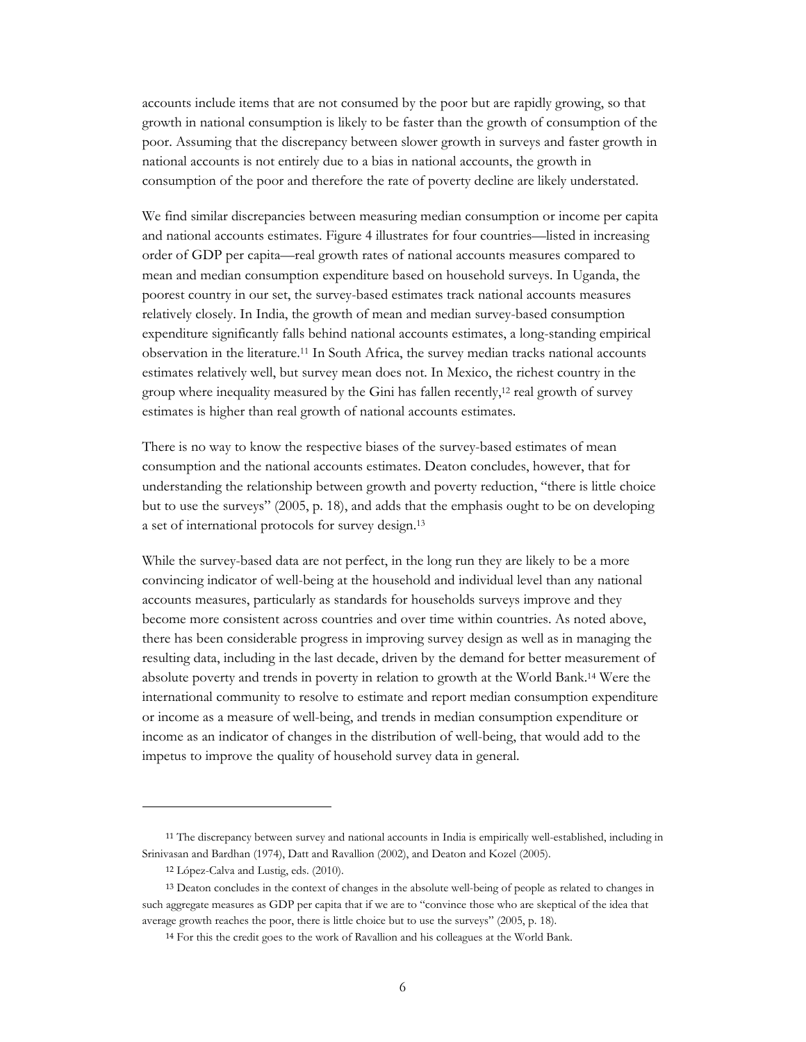accounts include items that are not consumed by the poor but are rapidly growing, so that growth in national consumption is likely to be faster than the growth of consumption of the poor. Assuming that the discrepancy between slower growth in surveys and faster growth in national accounts is not entirely due to a bias in national accounts, the growth in consumption of the poor and therefore the rate of poverty decline are likely understated.

We find similar discrepancies between measuring median consumption or income per capita and national accounts estimates. Figure 4 illustrates for four countries—listed in increasing order of GDP per capita—real growth rates of national accounts measures compared to mean and median consumption expenditure based on household surveys. In Uganda, the poorest country in our set, the survey-based estimates track national accounts measures relatively closely. In India, the growth of mean and median survey-based consumption expenditure significantly falls behind national accounts estimates, a long-standing empirical observation in the literature.[11] In South Africa, the survey median tracks national accounts estimates relatively well, but survey mean does not. In Mexico, the richest country in the group where inequality measured by the Gini has fallen recently,[12] real growth of survey estimates is higher than real growth of national accounts estimates.

There is no way to know the respective biases of the survey-based estimates of mean consumption and the national accounts estimates. Deaton concludes, however, that for understanding the relationship between growth and poverty reduction, "there is little choice but to use the surveys" (2005, p. 18), and adds that the emphasis ought to be on developing a set of international protocols for survey design.[13]

While the survey-based data are not perfect, in the long run they are likely to be a more convincing indicator of well-being at the household and individual level than any national accounts measures, particularly as standards for households surveys improve and they become more consistent across countries and over time within countries. As noted above, there has been considerable progress in improving survey design as well as in managing the resulting data, including in the last decade, driven by the demand for better measurement of absolute poverty and trends in poverty in relation to growth at the World Bank.[14] Were the international community to resolve to estimate and report median consumption expenditure or income as a measure of well-being, and trends in median consumption expenditure or income as an indicator of changes in the distribution of well-being, that would add to the impetus to improve the quality of household survey data in general.

---

[11] The discrepancy between survey and national accounts in India is empirically well-established, including in Srinivasan and Bardhan (1974), Datt and Ravallion (2002), and Deaton and Kozel (2005).

[12] López-Calva and Lustig, eds. (2010).

[13] Deaton concludes in the context of changes in the absolute well-being of people as related to changes in such aggregate measures as GDP per capita that if we are to "convince those who are skeptical of the idea that average growth reaches the poor, there is little choice but to use the surveys" (2005, p. 18).

[14] For this the credit goes to the work of Ravallion and his colleagues at the World Bank.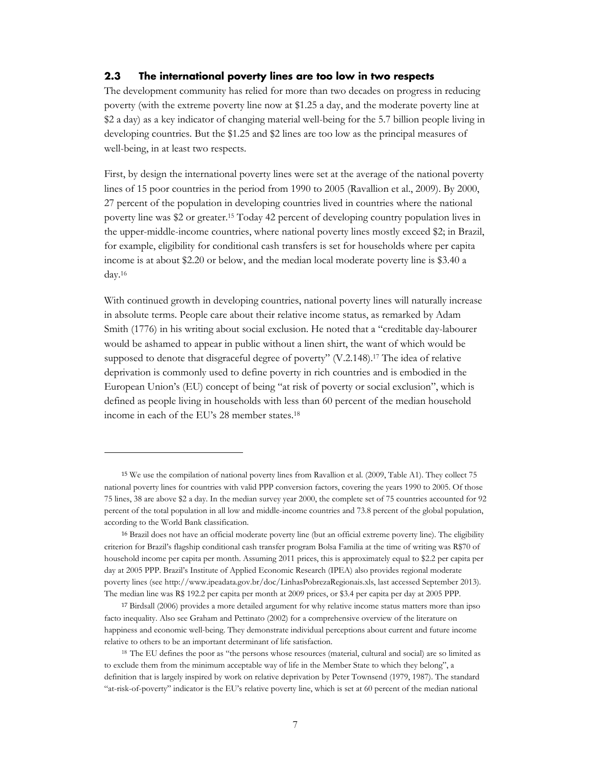### 2.3 The international poverty lines are too low in two respects

The development community has relied for more than two decades on progress in reducing poverty (with the extreme poverty line now at $1.25 a day, and the moderate poverty line at $2 a day) as a key indicator of changing material well-being for the 5.7 billion people living in developing countries. But the $1.25 and $2 lines are too low as the principal measures of well-being, in at least two respects.

First, by design the international poverty lines were set at the average of the national poverty lines of 15 poor countries in the period from 1990 to 2005 (Ravallion et al., 2009). By 2000, 27 percent of the population in developing countries lived in countries where the national poverty line was $2 or greater.[15] Today 42 percent of developing country population lives in the upper-middle-income countries, where national poverty lines mostly exceed $2; in Brazil, for example, eligibility for conditional cash transfers is set for households where per capita income is at about $2.20 or below, and the median local moderate poverty line is $3.40 a day.[16]

With continued growth in developing countries, national poverty lines will naturally increase in absolute terms. People care about their relative income status, as remarked by Adam Smith (1776) in his writing about social exclusion. He noted that a "creditable day-labourer would be ashamed to appear in public without a linen shirt, the want of which would be supposed to denote that disgraceful degree of poverty" (V.2.148).[17] The idea of relative deprivation is commonly used to define poverty in rich countries and is embodied in the European Union's (EU) concept of being "at risk of poverty or social exclusion", which is defined as people living in households with less than 60 percent of the median household income in each of the EU's 28 member states.[18]

---

[15] We use the compilation of national poverty lines from Ravallion et al. (2009, Table A1). They collect 75 national poverty lines for countries with valid PPP conversion factors, covering the years 1990 to 2005. Of those 75 lines, 38 are above $2 a day. In the median survey year 2000, the complete set of 75 countries accounted for 92 percent of the total population in all low and middle-income countries and 73.8 percent of the global population, according to the World Bank classification.

[16] Brazil does not have an official moderate poverty line (but an official extreme poverty line). The eligibility criterion for Brazil's flagship conditional cash transfer program Bolsa Familia at the time of writing was R$70 of household income per capita per month. Assuming 2011 prices, this is approximately equal to $2.2 per capita per day at 2005 PPP. Brazil's Institute of Applied Economic Research (IPEA) also provides regional moderate poverty lines (see http://www.ipeadata.gov.br/doc/LinhasPobrezaRegionais.xls, last accessed September 2013). The median line was R$ 192.2 per capita per month at 2009 prices, or $3.4 per capita per day at 2005 PPP.

[17] Birdsall (2006) provides a more detailed argument for why relative income status matters more than ipso facto inequality. Also see Graham and Pettinato (2002) for a comprehensive overview of the literature on happiness and economic well-being. They demonstrate individual perceptions about current and future income relative to others to be an important determinant of life satisfaction.

[18] The EU defines the poor as "the persons whose resources (material, cultural and social) are so limited as to exclude them from the minimum acceptable way of life in the Member State to which they belong", a definition that is largely inspired by work on relative deprivation by Peter Townsend (1979, 1987). The standard "at-risk-of-poverty" indicator is the EU's relative poverty line, which is set at 60 percent of the median national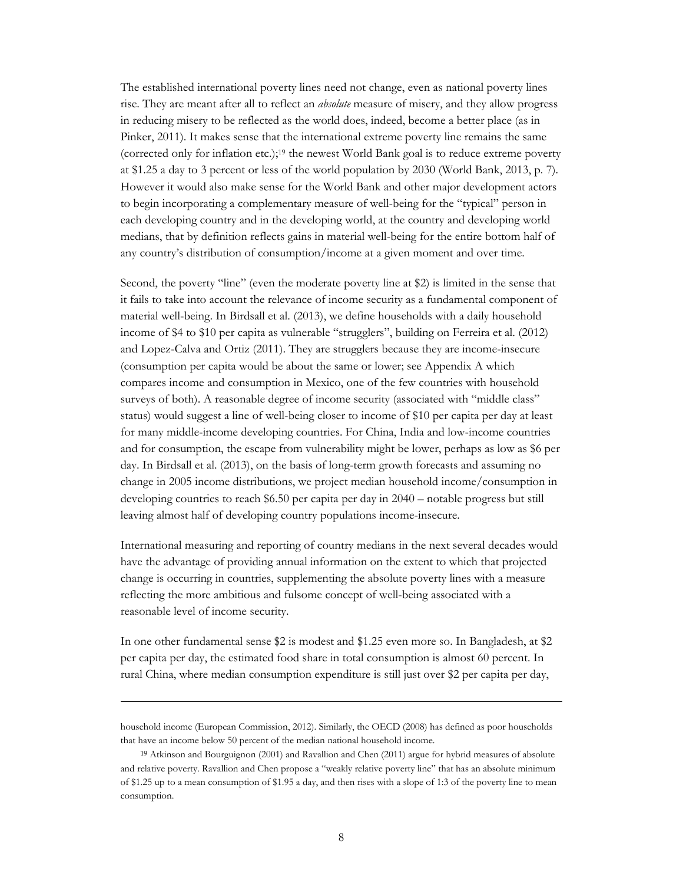The established international poverty lines need not change, even as national poverty lines rise. They are meant after all to reflect an *absolute* measure of misery, and they allow progress in reducing misery to be reflected as the world does, indeed, become a better place (as in Pinker, 2011). It makes sense that the international extreme poverty line remains the same (corrected only for inflation etc.);[19] the newest World Bank goal is to reduce extreme poverty at $1.25 a day to 3 percent or less of the world population by 2030 (World Bank, 2013, p. 7). However it would also make sense for the World Bank and other major development actors to begin incorporating a complementary measure of well-being for the "typical" person in each developing country and in the developing world, at the country and developing world medians, that by definition reflects gains in material well-being for the entire bottom half of any country's distribution of consumption/income at a given moment and over time.

Second, the poverty "line" (even the moderate poverty line at $2) is limited in the sense that it fails to take into account the relevance of income security as a fundamental component of material well-being. In Birdsall et al. (2013), we define households with a daily household income of $4 to $10 per capita as vulnerable "strugglers", building on Ferreira et al. (2012) and Lopez-Calva and Ortiz (2011). They are strugglers because they are income-insecure (consumption per capita would be about the same or lower; see Appendix A which compares income and consumption in Mexico, one of the few countries with household surveys of both). A reasonable degree of income security (associated with "middle class" status) would suggest a line of well-being closer to income of $10 per capita per day at least for many middle-income developing countries. For China, India and low-income countries and for consumption, the escape from vulnerability might be lower, perhaps as low as $6 per day. In Birdsall et al. (2013), on the basis of long-term growth forecasts and assuming no change in 2005 income distributions, we project median household income/consumption in developing countries to reach $6.50 per capita per day in 2040 – notable progress but still leaving almost half of developing country populations income-insecure.

International measuring and reporting of country medians in the next several decades would have the advantage of providing annual information on the extent to which that projected change is occurring in countries, supplementing the absolute poverty lines with a measure reflecting the more ambitious and fulsome concept of well-being associated with a reasonable level of income security.

In one other fundamental sense $2 is modest and $1.25 even more so. In Bangladesh, at $2 per capita per day, the estimated food share in total consumption is almost 60 percent. In rural China, where median consumption expenditure is still just over $2 per capita per day,

---

household income (European Commission, 2012). Similarly, the OECD (2008) has defined as poor households that have an income below 50 percent of the median national household income.

[19] Atkinson and Bourguignon (2001) and Ravallion and Chen (2011) argue for hybrid measures of absolute and relative poverty. Ravallion and Chen propose a "weakly relative poverty line" that has an absolute minimum of $1.25 up to a mean consumption of $1.95 a day, and then rises with a slope of 1:3 of the poverty line to mean consumption.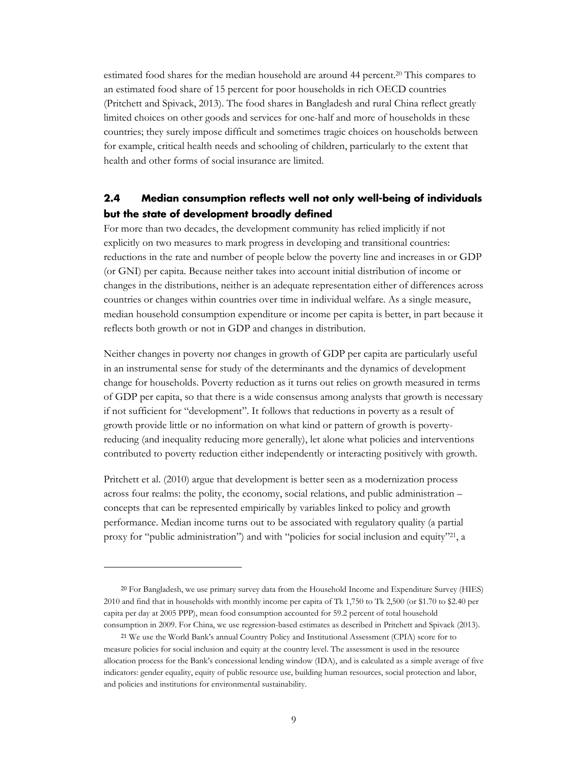estimated food shares for the median household are around 44 percent.[20] This compares to an estimated food share of 15 percent for poor households in rich OECD countries (Pritchett and Spivack, 2013). The food shares in Bangladesh and rural China reflect greatly limited choices on other goods and services for one-half and more of households in these countries; they surely impose difficult and sometimes tragic choices on households between for example, critical health needs and schooling of children, particularly to the extent that health and other forms of social insurance are limited.

## 2.4 Median consumption reflects well not only well-being of individuals but the state of development broadly defined

For more than two decades, the development community has relied implicitly if not explicitly on two measures to mark progress in developing and transitional countries: reductions in the rate and number of people below the poverty line and increases in or GDP (or GNI) per capita. Because neither takes into account initial distribution of income or changes in the distributions, neither is an adequate representation either of differences across countries or changes within countries over time in individual welfare. As a single measure, median household consumption expenditure or income per capita is better, in part because it reflects both growth or not in GDP and changes in distribution.

Neither changes in poverty nor changes in growth of GDP per capita are particularly useful in an instrumental sense for study of the determinants and the dynamics of development change for households. Poverty reduction as it turns out relies on growth measured in terms of GDP per capita, so that there is a wide consensus among analysts that growth is necessary if not sufficient for "development". It follows that reductions in poverty as a result of growth provide little or no information on what kind or pattern of growth is poverty-reducing (and inequality reducing more generally), let alone what policies and interventions contributed to poverty reduction either independently or interacting positively with growth.

Pritchett et al. (2010) argue that development is better seen as a modernization process across four realms: the polity, the economy, social relations, and public administration – concepts that can be represented empirically by variables linked to policy and growth performance. Median income turns out to be associated with regulatory quality (a partial proxy for "public administration") and with "policies for social inclusion and equity"[21], a

---

[20] For Bangladesh, we use primary survey data from the Household Income and Expenditure Survey (HIES) 2010 and find that in households with monthly income per capita of Tk 1,750 to Tk 2,500 (or $1.70 to $2.40 per capita per day at 2005 PPP), mean food consumption accounted for 59.2 percent of total household consumption in 2009. For China, we use regression-based estimates as described in Pritchett and Spivack (2013).

[21] We use the World Bank's annual Country Policy and Institutional Assessment (CPIA) score for to measure policies for social inclusion and equity at the country level. The assessment is used in the resource allocation process for the Bank's concessional lending window (IDA), and is calculated as a simple average of five indicators: gender equality, equity of public resource use, building human resources, social protection and labor, and policies and institutions for environmental sustainability.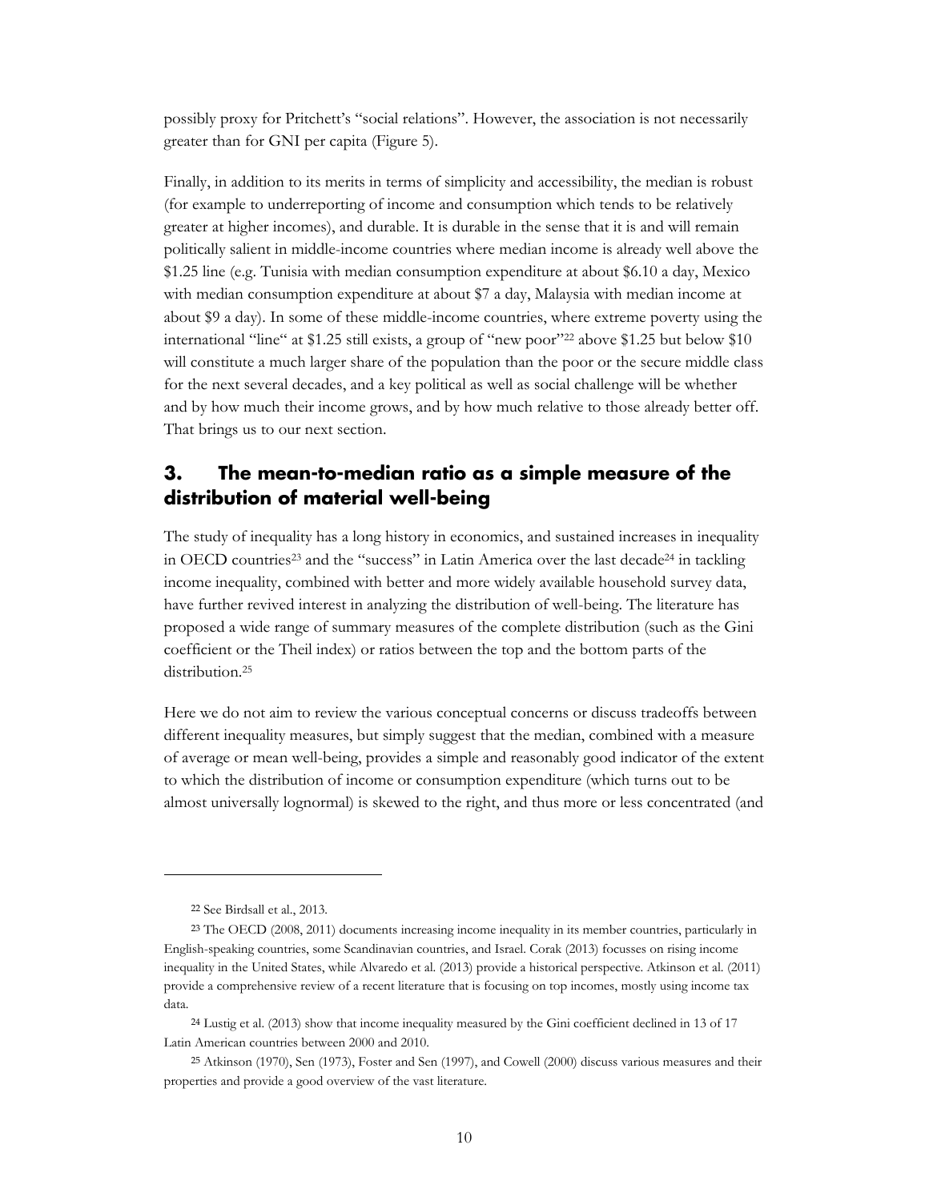possibly proxy for Pritchett's "social relations". However, the association is not necessarily greater than for GNI per capita (Figure 5).

Finally, in addition to its merits in terms of simplicity and accessibility, the median is robust (for example to underreporting of income and consumption which tends to be relatively greater at higher incomes), and durable. It is durable in the sense that it is and will remain politically salient in middle-income countries where median income is already well above the $1.25 line (e.g. Tunisia with median consumption expenditure at about $6.10 a day, Mexico with median consumption expenditure at about $7 a day, Malaysia with median income at about $9 a day). In some of these middle-income countries, where extreme poverty using the international "line" at $1.25 still exists, a group of "new poor"[22] above $1.25 but below $10 will constitute a much larger share of the population than the poor or the secure middle class for the next several decades, and a key political as well as social challenge will be whether and by how much their income grows, and by how much relative to those already better off. That brings us to our next section.

## 3. The mean-to-median ratio as a simple measure of the distribution of material well-being

The study of inequality has a long history in economics, and sustained increases in inequality in OECD countries[23] and the "success" in Latin America over the last decade[24] in tackling income inequality, combined with better and more widely available household survey data, have further revived interest in analyzing the distribution of well-being. The literature has proposed a wide range of summary measures of the complete distribution (such as the Gini coefficient or the Theil index) or ratios between the top and the bottom parts of the distribution.[25]

Here we do not aim to review the various conceptual concerns or discuss tradeoffs between different inequality measures, but simply suggest that the median, combined with a measure of average or mean well-being, provides a simple and reasonably good indicator of the extent to which the distribution of income or consumption expenditure (which turns out to be almost universally lognormal) is skewed to the right, and thus more or less concentrated (and

---

[22] See Birdsall et al., 2013.

[23] The OECD (2008, 2011) documents increasing income inequality in its member countries, particularly in English-speaking countries, some Scandinavian countries, and Israel. Corak (2013) focusses on rising income inequality in the United States, while Alvaredo et al. (2013) provide a historical perspective. Atkinson et al. (2011) provide a comprehensive review of a recent literature that is focusing on top incomes, mostly using income tax data.

[24] Lustig et al. (2013) show that income inequality measured by the Gini coefficient declined in 13 of 17 Latin American countries between 2000 and 2010.

[25] Atkinson (1970), Sen (1973), Foster and Sen (1997), and Cowell (2000) discuss various measures and their properties and provide a good overview of the vast literature.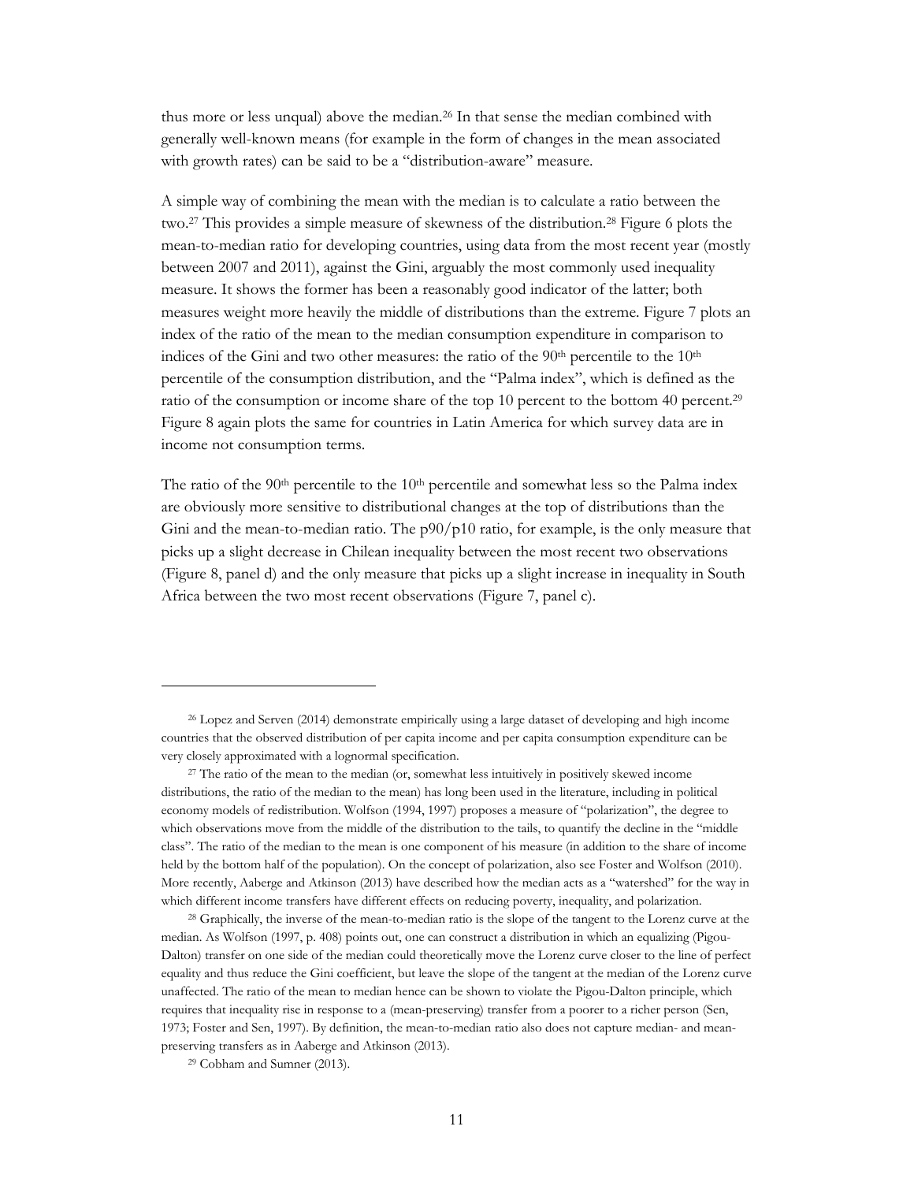thus more or less unqual) above the median.[26] In that sense the median combined with generally well-known means (for example in the form of changes in the mean associated with growth rates) can be said to be a "distribution-aware" measure.

A simple way of combining the mean with the median is to calculate a ratio between the two.[27] This provides a simple measure of skewness of the distribution.[28] Figure 6 plots the mean-to-median ratio for developing countries, using data from the most recent year (mostly between 2007 and 2011), against the Gini, arguably the most commonly used inequality measure. It shows the former has been a reasonably good indicator of the latter; both measures weight more heavily the middle of distributions than the extreme. Figure 7 plots an index of the ratio of the mean to the median consumption expenditure in comparison to indices of the Gini and two other measures: the ratio of the 90th percentile to the 10th percentile of the consumption distribution, and the "Palma index", which is defined as the ratio of the consumption or income share of the top 10 percent to the bottom 40 percent.[29] Figure 8 again plots the same for countries in Latin America for which survey data are in income not consumption terms.

The ratio of the 90th percentile to the 10th percentile and somewhat less so the Palma index are obviously more sensitive to distributional changes at the top of distributions than the Gini and the mean-to-median ratio. The p90/p10 ratio, for example, is the only measure that picks up a slight decrease in Chilean inequality between the most recent two observations (Figure 8, panel d) and the only measure that picks up a slight increase in inequality in South Africa between the two most recent observations (Figure 7, panel c).

---

[26] Lopez and Serven (2014) demonstrate empirically using a large dataset of developing and high income countries that the observed distribution of per capita income and per capita consumption expenditure can be very closely approximated with a lognormal specification.

[27] The ratio of the mean to the median (or, somewhat less intuitively in positively skewed income distributions, the ratio of the median to the mean) has long been used in the literature, including in political economy models of redistribution. Wolfson (1994, 1997) proposes a measure of "polarization", the degree to which observations move from the middle of the distribution to the tails, to quantify the decline in the "middle class". The ratio of the median to the mean is one component of his measure (in addition to the share of income held by the bottom half of the population). On the concept of polarization, also see Foster and Wolfson (2010). More recently, Aaberge and Atkinson (2013) have described how the median acts as a "watershed" for the way in which different income transfers have different effects on reducing poverty, inequality, and polarization.

[28] Graphically, the inverse of the mean-to-median ratio is the slope of the tangent to the Lorenz curve at the median. As Wolfson (1997, p. 408) points out, one can construct a distribution in which an equalizing (Pigou-Dalton) transfer on one side of the median could theoretically move the Lorenz curve closer to the line of perfect equality and thus reduce the Gini coefficient, but leave the slope of the tangent at the median of the Lorenz curve unaffected. The ratio of the mean to median hence can be shown to violate the Pigou-Dalton principle, which requires that inequality rise in response to a (mean-preserving) transfer from a poorer to a richer person (Sen, 1973; Foster and Sen, 1997). By definition, the mean-to-median ratio also does not capture median- and mean-preserving transfers as in Aaberge and Atkinson (2013).

[29] Cobham and Sumner (2013).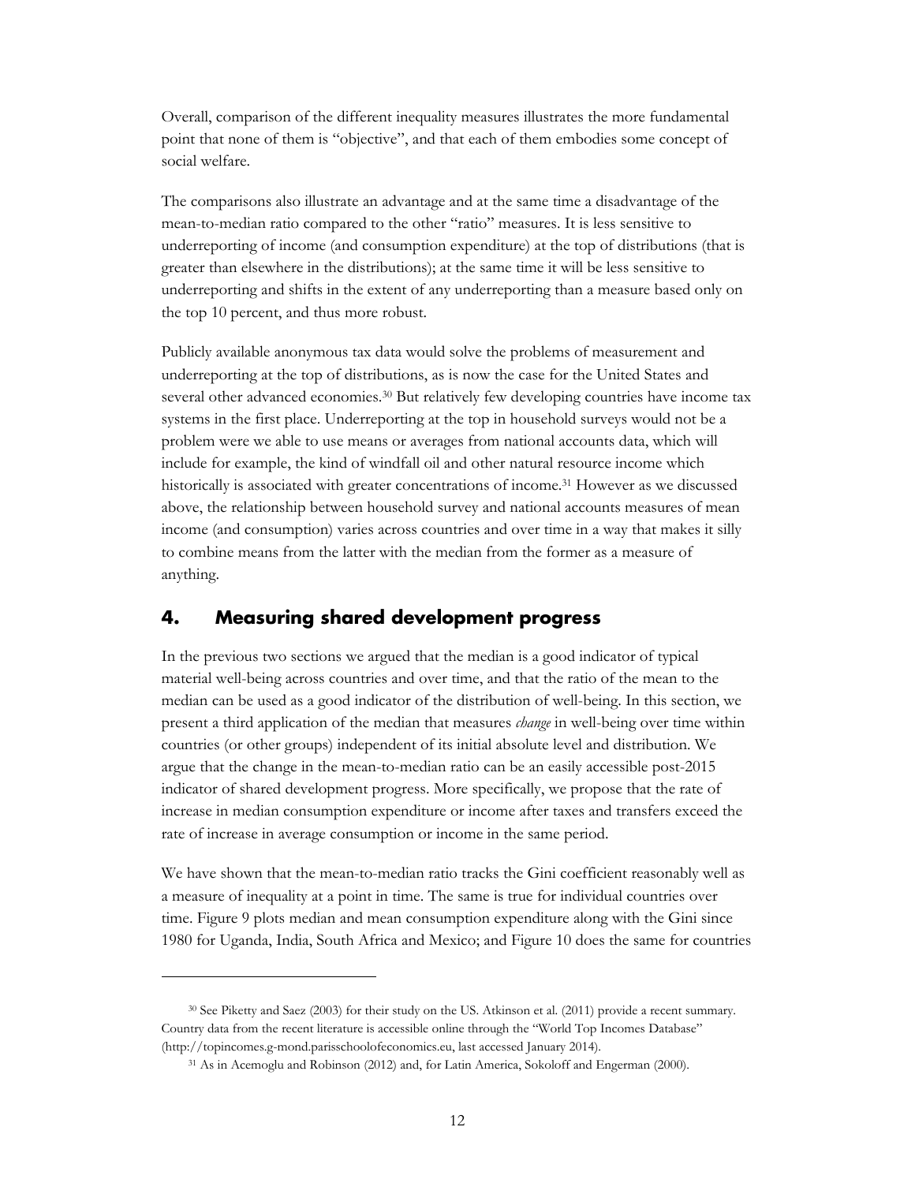Overall, comparison of the different inequality measures illustrates the more fundamental point that none of them is "objective", and that each of them embodies some concept of social welfare.

The comparisons also illustrate an advantage and at the same time a disadvantage of the mean-to-median ratio compared to the other "ratio" measures. It is less sensitive to underreporting of income (and consumption expenditure) at the top of distributions (that is greater than elsewhere in the distributions); at the same time it will be less sensitive to underreporting and shifts in the extent of any underreporting than a measure based only on the top 10 percent, and thus more robust.

Publicly available anonymous tax data would solve the problems of measurement and underreporting at the top of distributions, as is now the case for the United States and several other advanced economies.[30] But relatively few developing countries have income tax systems in the first place. Underreporting at the top in household surveys would not be a problem were we able to use means or averages from national accounts data, which will include for example, the kind of windfall oil and other natural resource income which historically is associated with greater concentrations of income.[31] However as we discussed above, the relationship between household survey and national accounts measures of mean income (and consumption) varies across countries and over time in a way that makes it silly to combine means from the latter with the median from the former as a measure of anything.

## 4. Measuring shared development progress

In the previous two sections we argued that the median is a good indicator of typical material well-being across countries and over time, and that the ratio of the mean to the median can be used as a good indicator of the distribution of well-being. In this section, we present a third application of the median that measures *change* in well-being over time within countries (or other groups) independent of its initial absolute level and distribution. We argue that the change in the mean-to-median ratio can be an easily accessible post-2015 indicator of shared development progress. More specifically, we propose that the rate of increase in median consumption expenditure or income after taxes and transfers exceed the rate of increase in average consumption or income in the same period.

We have shown that the mean-to-median ratio tracks the Gini coefficient reasonably well as a measure of inequality at a point in time. The same is true for individual countries over time. Figure 9 plots median and mean consumption expenditure along with the Gini since 1980 for Uganda, India, South Africa and Mexico; and Figure 10 does the same for countries

[30] See Piketty and Saez (2003) for their study on the US. Atkinson et al. (2011) provide a recent summary. Country data from the recent literature is accessible online through the "World Top Incomes Database" (http://topincomes.g-mond.parisschoolofeconomics.eu, last accessed January 2014).

[31] As in Acemoglu and Robinson (2012) and, for Latin America, Sokoloff and Engerman (2000).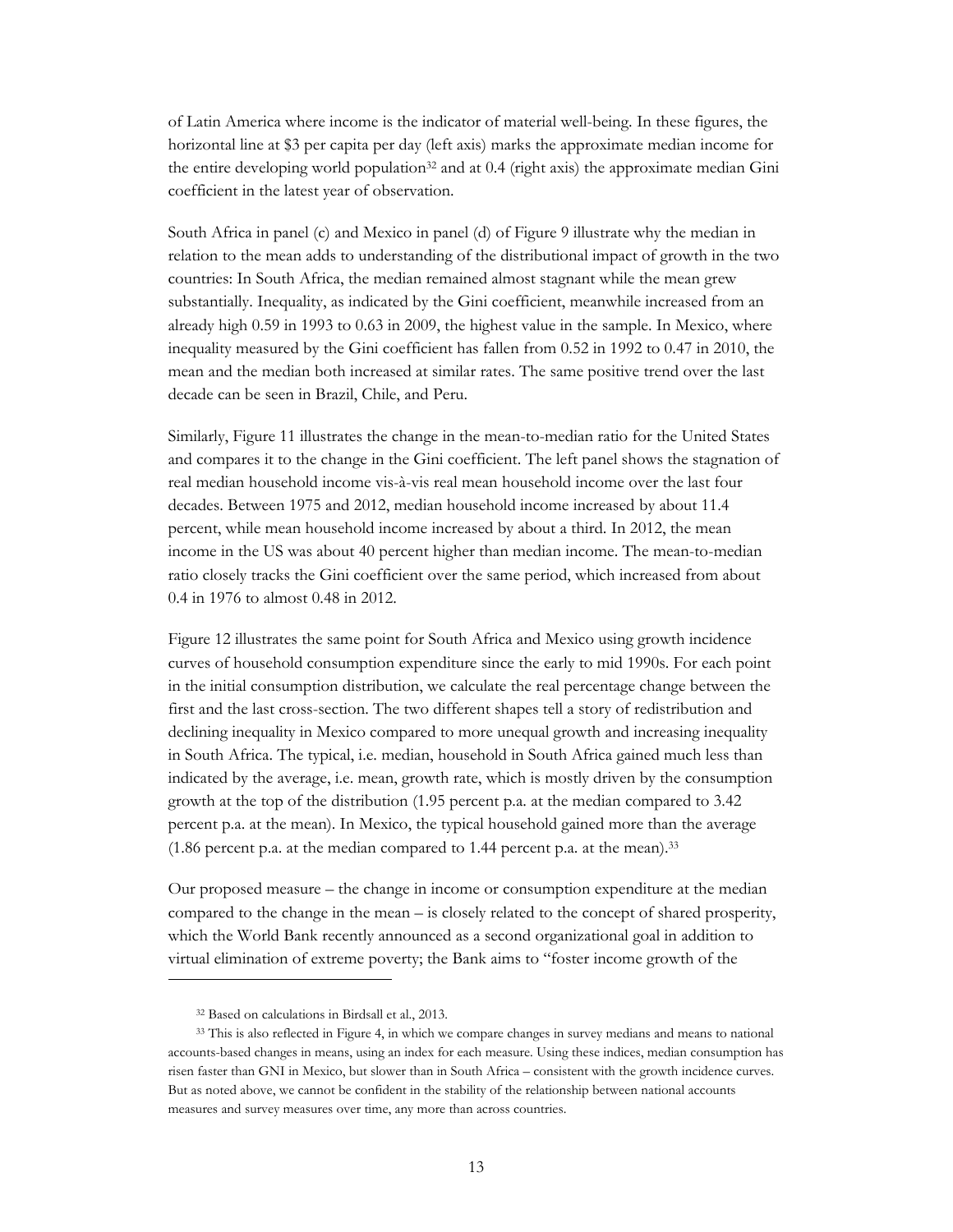of Latin America where income is the indicator of material well-being. In these figures, the horizontal line at \$3 per capita per day (left axis) marks the approximate median income for the entire developing world population[32] and at 0.4 (right axis) the approximate median Gini coefficient in the latest year of observation.

South Africa in panel (c) and Mexico in panel (d) of Figure 9 illustrate why the median in relation to the mean adds to understanding of the distributional impact of growth in the two countries: In South Africa, the median remained almost stagnant while the mean grew substantially. Inequality, as indicated by the Gini coefficient, meanwhile increased from an already high 0.59 in 1993 to 0.63 in 2009, the highest value in the sample. In Mexico, where inequality measured by the Gini coefficient has fallen from 0.52 in 1992 to 0.47 in 2010, the mean and the median both increased at similar rates. The same positive trend over the last decade can be seen in Brazil, Chile, and Peru.

Similarly, Figure 11 illustrates the change in the mean-to-median ratio for the United States and compares it to the change in the Gini coefficient. The left panel shows the stagnation of real median household income vis-à-vis real mean household income over the last four decades. Between 1975 and 2012, median household income increased by about 11.4 percent, while mean household income increased by about a third. In 2012, the mean income in the US was about 40 percent higher than median income. The mean-to-median ratio closely tracks the Gini coefficient over the same period, which increased from about 0.4 in 1976 to almost 0.48 in 2012.

Figure 12 illustrates the same point for South Africa and Mexico using growth incidence curves of household consumption expenditure since the early to mid 1990s. For each point in the initial consumption distribution, we calculate the real percentage change between the first and the last cross-section. The two different shapes tell a story of redistribution and declining inequality in Mexico compared to more unequal growth and increasing inequality in South Africa. The typical, i.e. median, household in South Africa gained much less than indicated by the average, i.e. mean, growth rate, which is mostly driven by the consumption growth at the top of the distribution (1.95 percent p.a. at the median compared to 3.42 percent p.a. at the mean). In Mexico, the typical household gained more than the average (1.86 percent p.a. at the median compared to 1.44 percent p.a. at the mean).[33]

Our proposed measure – the change in income or consumption expenditure at the median compared to the change in the mean – is closely related to the concept of shared prosperity, which the World Bank recently announced as a second organizational goal in addition to virtual elimination of extreme poverty; the Bank aims to "foster income growth of the

[32] Based on calculations in Birdsall et al., 2013.

[33] This is also reflected in Figure 4, in which we compare changes in survey medians and means to national accounts-based changes in means, using an index for each measure. Using these indices, median consumption has risen faster than GNI in Mexico, but slower than in South Africa – consistent with the growth incidence curves. But as noted above, we cannot be confident in the stability of the relationship between national accounts measures and survey measures over time, any more than across countries.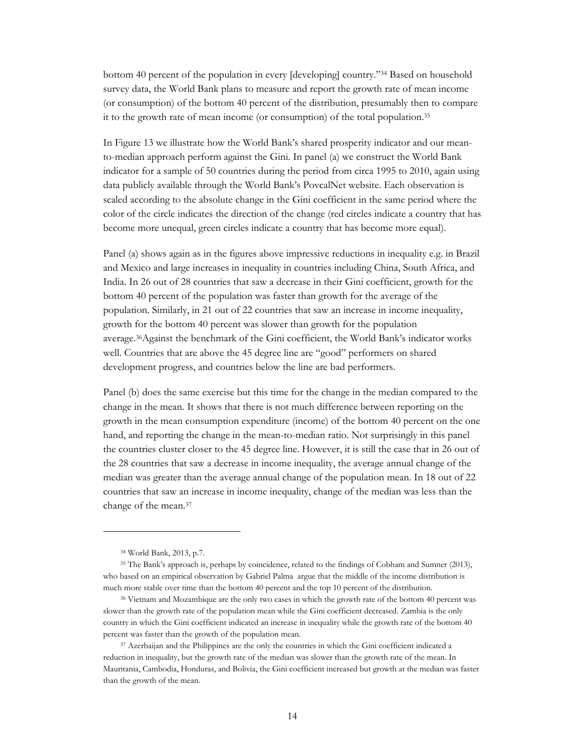bottom 40 percent of the population in every [developing] country."[34] Based on household survey data, the World Bank plans to measure and report the growth rate of mean income (or consumption) of the bottom 40 percent of the distribution, presumably then to compare it to the growth rate of mean income (or consumption) of the total population.[35]

In Figure 13 we illustrate how the World Bank's shared prosperity indicator and our mean-to-median approach perform against the Gini. In panel (a) we construct the World Bank indicator for a sample of 50 countries during the period from circa 1995 to 2010, again using data publicly available through the World Bank's PovcalNet website. Each observation is scaled according to the absolute change in the Gini coefficient in the same period where the color of the circle indicates the direction of the change (red circles indicate a country that has become more unequal, green circles indicate a country that has become more equal).

Panel (a) shows again as in the figures above impressive reductions in inequality e.g. in Brazil and Mexico and large increases in inequality in countries including China, South Africa, and India. In 26 out of 28 countries that saw a decrease in their Gini coefficient, growth for the bottom 40 percent of the population was faster than growth for the average of the population. Similarly, in 21 out of 22 countries that saw an increase in income inequality, growth for the bottom 40 percent was slower than growth for the population average.[36]Against the benchmark of the Gini coefficient, the World Bank's indicator works well. Countries that are above the 45 degree line are "good" performers on shared development progress, and countries below the line are bad performers.

Panel (b) does the same exercise but this time for the change in the median compared to the change in the mean. It shows that there is not much difference between reporting on the growth in the mean consumption expenditure (income) of the bottom 40 percent on the one hand, and reporting the change in the mean-to-median ratio. Not surprisingly in this panel the countries cluster closer to the 45 degree line. However, it is still the case that in 26 out of the 28 countries that saw a decrease in income inequality, the average annual change of the median was greater than the average annual change of the population mean. In 18 out of 22 countries that saw an increase in income inequality, change of the median was less than the change of the mean.[37]

---

[34] World Bank, 2013, p.7.

[35] The Bank's approach is, perhaps by coincidence, related to the findings of Cobham and Sumner (2013), who based on an empirical observation by Gabriel Palma argue that the middle of the income distribution is much more stable over time than the bottom 40 percent and the top 10 percent of the distribution.

[36] Vietnam and Mozambique are the only two cases in which the growth rate of the bottom 40 percent was slower than the growth rate of the population mean while the Gini coefficient decreased. Zambia is the only country in which the Gini coefficient indicated an increase in inequality while the growth rate of the bottom 40 percent was faster than the growth of the population mean.

[37] Azerbaijan and the Philippines are the only the countries in which the Gini coefficient indicated a reduction in inequality, but the growth rate of the median was slower than the growth rate of the mean. In Mauritania, Cambodia, Honduras, and Bolivia, the Gini coefficient increased but growth at the median was faster than the growth of the mean.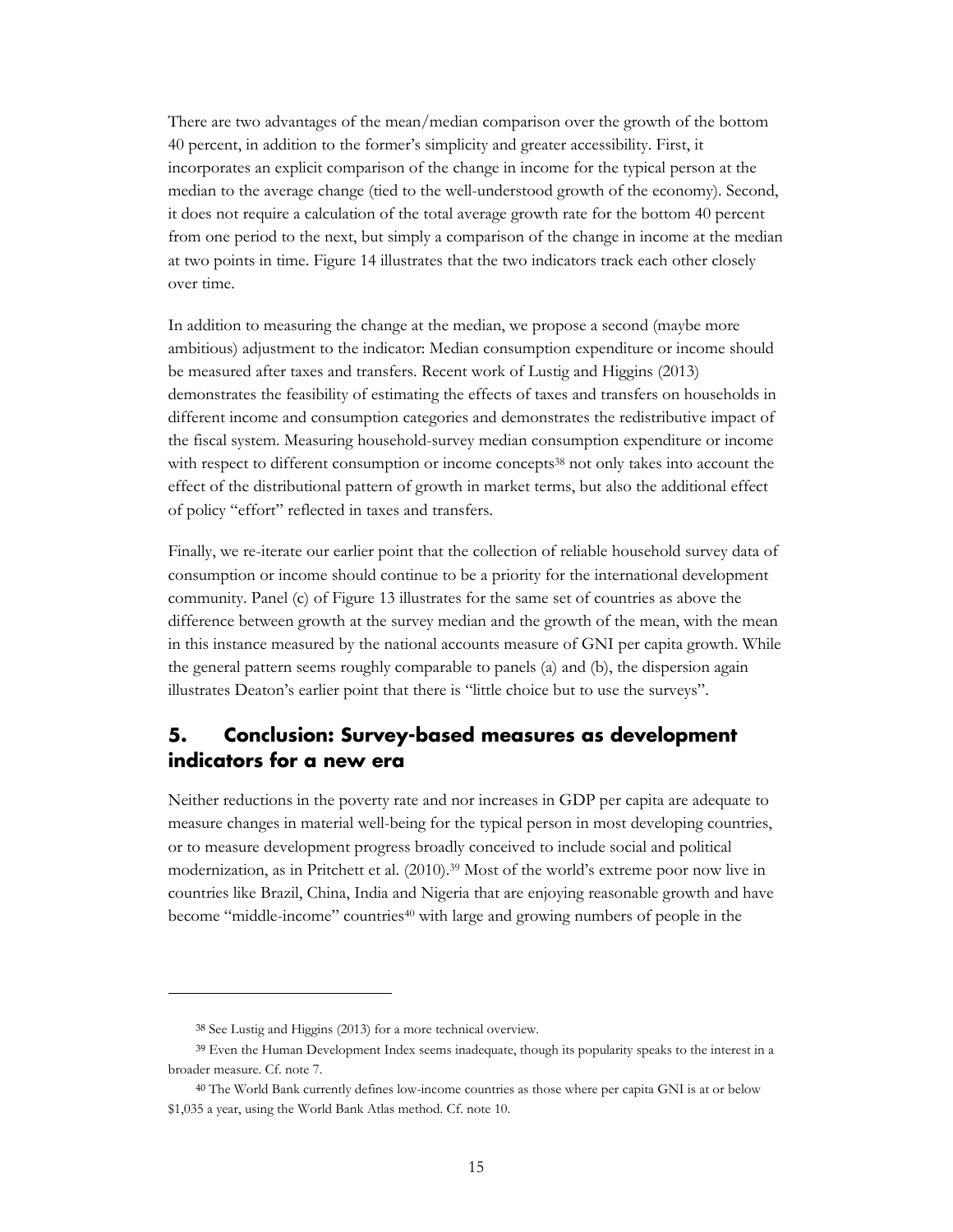There are two advantages of the mean/median comparison over the growth of the bottom 40 percent, in addition to the former's simplicity and greater accessibility. First, it incorporates an explicit comparison of the change in income for the typical person at the median to the average change (tied to the well-understood growth of the economy). Second, it does not require a calculation of the total average growth rate for the bottom 40 percent from one period to the next, but simply a comparison of the change in income at the median at two points in time. Figure 14 illustrates that the two indicators track each other closely over time.

In addition to measuring the change at the median, we propose a second (maybe more ambitious) adjustment to the indicator: Median consumption expenditure or income should be measured after taxes and transfers. Recent work of Lustig and Higgins (2013) demonstrates the feasibility of estimating the effects of taxes and transfers on households in different income and consumption categories and demonstrates the redistributive impact of the fiscal system. Measuring household-survey median consumption expenditure or income with respect to different consumption or income concepts[38] not only takes into account the effect of the distributional pattern of growth in market terms, but also the additional effect of policy "effort" reflected in taxes and transfers.

Finally, we re-iterate our earlier point that the collection of reliable household survey data of consumption or income should continue to be a priority for the international development community. Panel (c) of Figure 13 illustrates for the same set of countries as above the difference between growth at the survey median and the growth of the mean, with the mean in this instance measured by the national accounts measure of GNI per capita growth. While the general pattern seems roughly comparable to panels (a) and (b), the dispersion again illustrates Deaton's earlier point that there is "little choice but to use the surveys".

## 5. Conclusion: Survey-based measures as development indicators for a new era

Neither reductions in the poverty rate and nor increases in GDP per capita are adequate to measure changes in material well-being for the typical person in most developing countries, or to measure development progress broadly conceived to include social and political modernization, as in Pritchett et al. (2010).[39] Most of the world's extreme poor now live in countries like Brazil, China, India and Nigeria that are enjoying reasonable growth and have become "middle-income" countries[40] with large and growing numbers of people in the

---

[38] See Lustig and Higgins (2013) for a more technical overview.

[39] Even the Human Development Index seems inadequate, though its popularity speaks to the interest in a broader measure. Cf. note 7.

[40] The World Bank currently defines low-income countries as those where per capita GNI is at or below \$1,035 a year, using the World Bank Atlas method. Cf. note 10.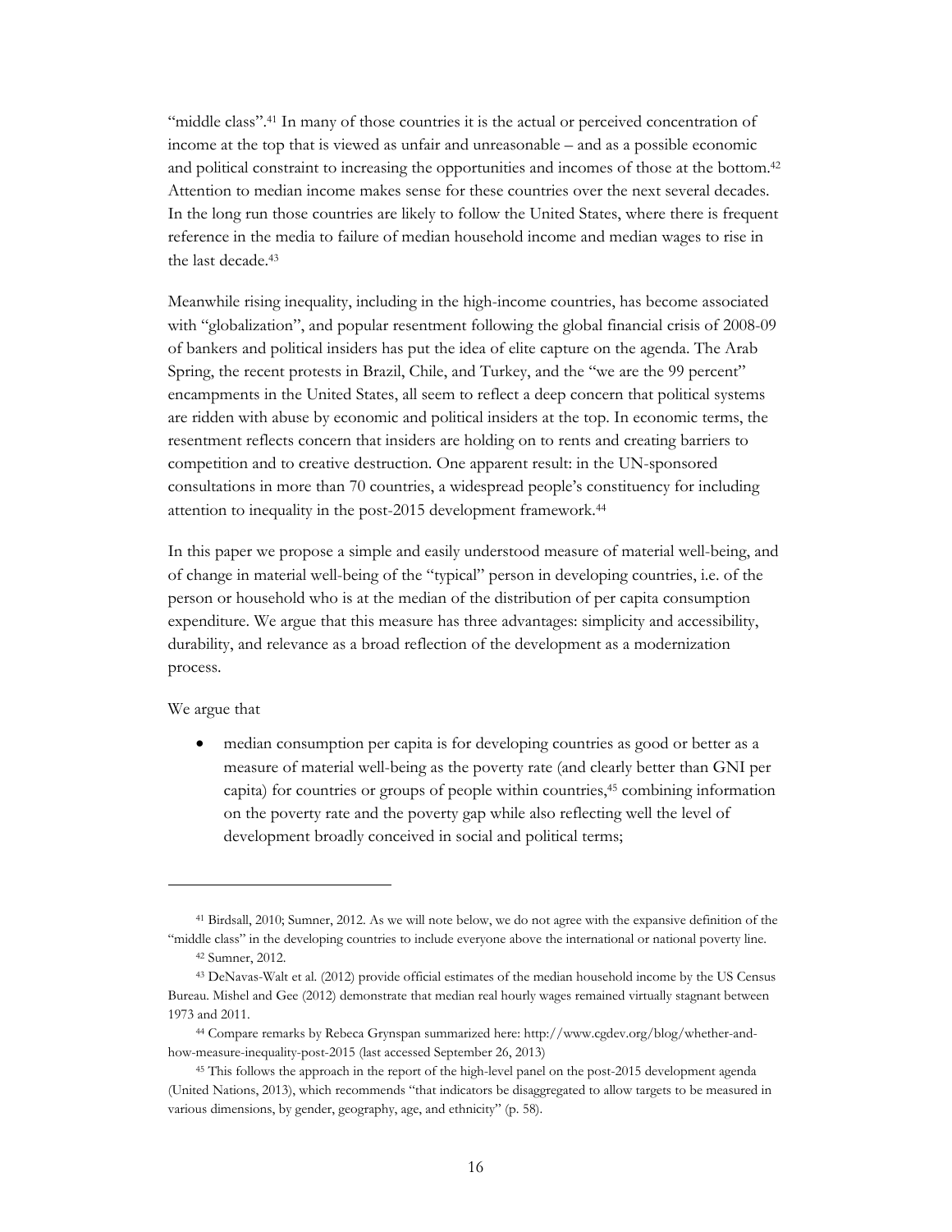"middle class".[41] In many of those countries it is the actual or perceived concentration of income at the top that is viewed as unfair and unreasonable – and as a possible economic and political constraint to increasing the opportunities and incomes of those at the bottom.[42] Attention to median income makes sense for these countries over the next several decades. In the long run those countries are likely to follow the United States, where there is frequent reference in the media to failure of median household income and median wages to rise in the last decade.[43]

Meanwhile rising inequality, including in the high-income countries, has become associated with "globalization", and popular resentment following the global financial crisis of 2008-09 of bankers and political insiders has put the idea of elite capture on the agenda. The Arab Spring, the recent protests in Brazil, Chile, and Turkey, and the "we are the 99 percent" encampments in the United States, all seem to reflect a deep concern that political systems are ridden with abuse by economic and political insiders at the top. In economic terms, the resentment reflects concern that insiders are holding on to rents and creating barriers to competition and to creative destruction. One apparent result: in the UN-sponsored consultations in more than 70 countries, a widespread people's constituency for including attention to inequality in the post-2015 development framework.[44]

In this paper we propose a simple and easily understood measure of material well-being, and of change in material well-being of the "typical" person in developing countries, i.e. of the person or household who is at the median of the distribution of per capita consumption expenditure. We argue that this measure has three advantages: simplicity and accessibility, durability, and relevance as a broad reflection of the development as a modernization process.

We argue that

- median consumption per capita is for developing countries as good or better as a measure of material well-being as the poverty rate (and clearly better than GNI per capita) for countries or groups of people within countries,[45] combining information on the poverty rate and the poverty gap while also reflecting well the level of development broadly conceived in social and political terms;

---

[41] Birdsall, 2010; Sumner, 2012. As we will note below, we do not agree with the expansive definition of the "middle class" in the developing countries to include everyone above the international or national poverty line.

[42] Sumner, 2012.

[43] DeNavas-Walt et al. (2012) provide official estimates of the median household income by the US Census Bureau. Mishel and Gee (2012) demonstrate that median real hourly wages remained virtually stagnant between 1973 and 2011.

[44] Compare remarks by Rebeca Grynspan summarized here: http://www.cgdev.org/blog/whether-and-how-measure-inequality-post-2015 (last accessed September 26, 2013)

[45] This follows the approach in the report of the high-level panel on the post-2015 development agenda (United Nations, 2013), which recommends "that indicators be disaggregated to allow targets to be measured in various dimensions, by gender, geography, age, and ethnicity" (p. 58).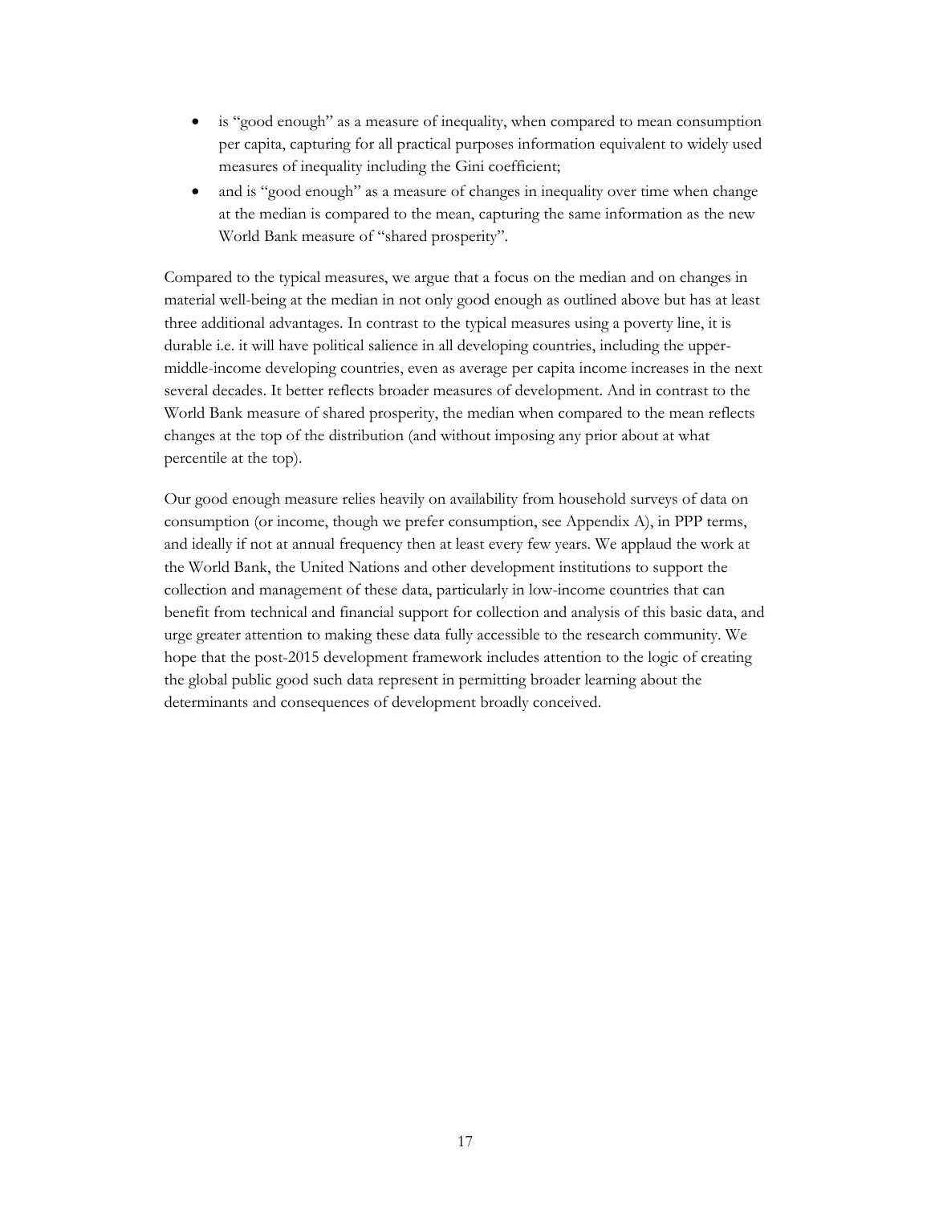- is "good enough" as a measure of inequality, when compared to mean consumption per capita, capturing for all practical purposes information equivalent to widely used measures of inequality including the Gini coefficient;
- and is "good enough" as a measure of changes in inequality over time when change at the median is compared to the mean, capturing the same information as the new World Bank measure of "shared prosperity".

Compared to the typical measures, we argue that a focus on the median and on changes in material well-being at the median in not only good enough as outlined above but has at least three additional advantages. In contrast to the typical measures using a poverty line, it is durable i.e. it will have political salience in all developing countries, including the upper-middle-income developing countries, even as average per capita income increases in the next several decades. It better reflects broader measures of development. And in contrast to the World Bank measure of shared prosperity, the median when compared to the mean reflects changes at the top of the distribution (and without imposing any prior about at what percentile at the top).

Our good enough measure relies heavily on availability from household surveys of data on consumption (or income, though we prefer consumption, see Appendix A), in PPP terms, and ideally if not at annual frequency then at least every few years. We applaud the work at the World Bank, the United Nations and other development institutions to support the collection and management of these data, particularly in low-income countries that can benefit from technical and financial support for collection and analysis of this basic data, and urge greater attention to making these data fully accessible to the research community. We hope that the post-2015 development framework includes attention to the logic of creating the global public good such data represent in permitting broader learning about the determinants and consequences of development broadly conceived.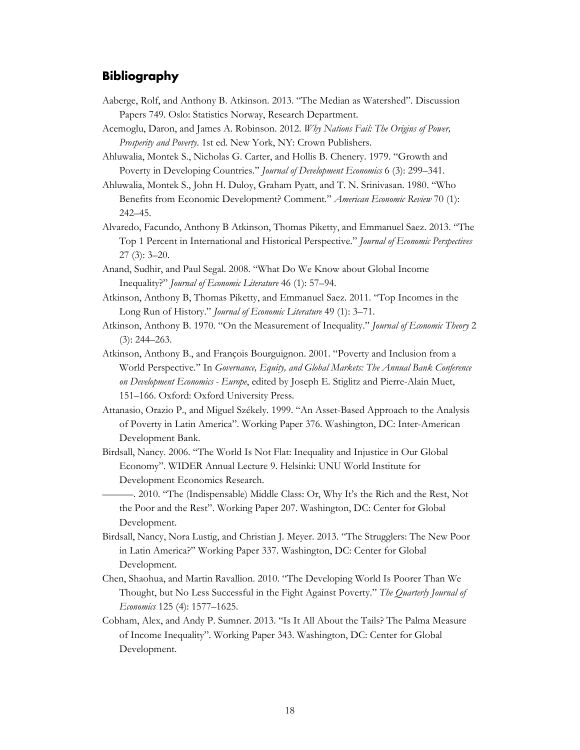## Bibliography

Aaberge, Rolf, and Anthony B. Atkinson. 2013. "The Median as Watershed". Discussion Papers 749. Oslo: Statistics Norway, Research Department.

Acemoglu, Daron, and James A. Robinson. 2012. *Why Nations Fail: The Origins of Power, Prosperity and Poverty*. 1st ed. New York, NY: Crown Publishers.

Ahluwalia, Montek S., Nicholas G. Carter, and Hollis B. Chenery. 1979. "Growth and Poverty in Developing Countries." *Journal of Development Economics* 6 (3): 299–341.

Ahluwalia, Montek S., John H. Duloy, Graham Pyatt, and T. N. Srinivasan. 1980. "Who Benefits from Economic Development? Comment." *American Economic Review* 70 (1): 242–45.

Alvaredo, Facundo, Anthony B Atkinson, Thomas Piketty, and Emmanuel Saez. 2013. "The Top 1 Percent in International and Historical Perspective." *Journal of Economic Perspectives* 27 (3): 3–20.

Anand, Sudhir, and Paul Segal. 2008. "What Do We Know about Global Income Inequality?" *Journal of Economic Literature* 46 (1): 57–94.

Atkinson, Anthony B, Thomas Piketty, and Emmanuel Saez. 2011. "Top Incomes in the Long Run of History." *Journal of Economic Literature* 49 (1): 3–71.

Atkinson, Anthony B. 1970. "On the Measurement of Inequality." *Journal of Economic Theory* 2 (3): 244–263.

Atkinson, Anthony B., and François Bourguignon. 2001. "Poverty and Inclusion from a World Perspective." In *Governance, Equity, and Global Markets: The Annual Bank Conference on Development Economics - Europe*, edited by Joseph E. Stiglitz and Pierre-Alain Muet, 151–166. Oxford: Oxford University Press.

Attanasio, Orazio P., and Miguel Székely. 1999. "An Asset-Based Approach to the Analysis of Poverty in Latin America". Working Paper 376. Washington, DC: Inter-American Development Bank.

Birdsall, Nancy. 2006. "The World Is Not Flat: Inequality and Injustice in Our Global Economy". WIDER Annual Lecture 9. Helsinki: UNU World Institute for Development Economics Research.

———. 2010. "The (Indispensable) Middle Class: Or, Why It's the Rich and the Rest, Not the Poor and the Rest". Working Paper 207. Washington, DC: Center for Global Development.

Birdsall, Nancy, Nora Lustig, and Christian J. Meyer. 2013. "The Strugglers: The New Poor in Latin America?" Working Paper 337. Washington, DC: Center for Global Development.

Chen, Shaohua, and Martin Ravallion. 2010. "The Developing World Is Poorer Than We Thought, but No Less Successful in the Fight Against Poverty." *The Quarterly Journal of Economics* 125 (4): 1577–1625.

Cobham, Alex, and Andy P. Sumner. 2013. "Is It All About the Tails? The Palma Measure of Income Inequality". Working Paper 343. Washington, DC: Center for Global Development.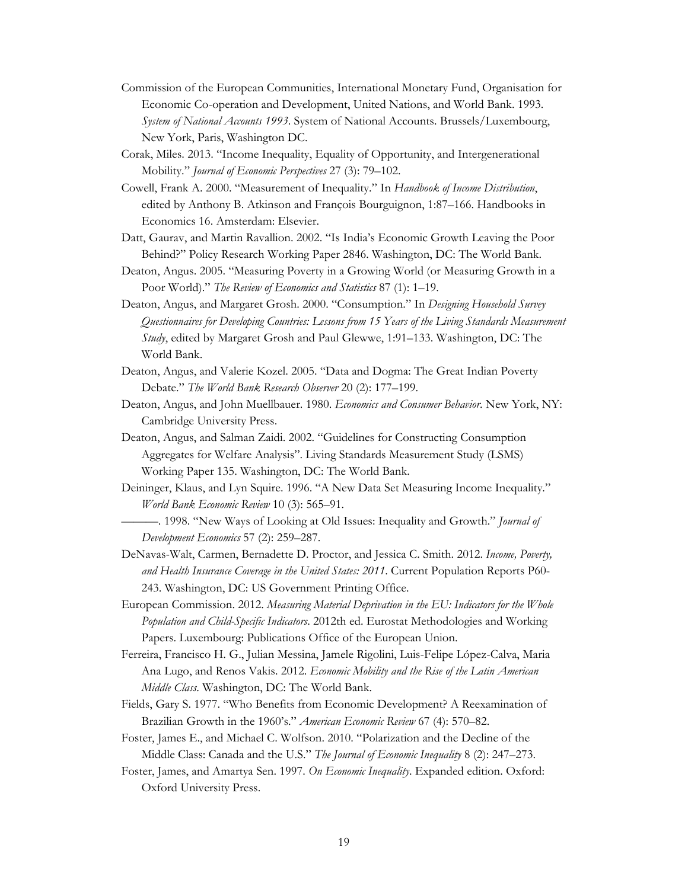Commission of the European Communities, International Monetary Fund, Organisation for Economic Co-operation and Development, United Nations, and World Bank. 1993. *System of National Accounts 1993*. System of National Accounts. Brussels/Luxembourg, New York, Paris, Washington DC.

Corak, Miles. 2013. "Income Inequality, Equality of Opportunity, and Intergenerational Mobility." *Journal of Economic Perspectives* 27 (3): 79–102.

Cowell, Frank A. 2000. "Measurement of Inequality." In *Handbook of Income Distribution*, edited by Anthony B. Atkinson and François Bourguignon, 1:87–166. Handbooks in Economics 16. Amsterdam: Elsevier.

Datt, Gaurav, and Martin Ravallion. 2002. "Is India's Economic Growth Leaving the Poor Behind?" Policy Research Working Paper 2846. Washington, DC: The World Bank.

Deaton, Angus. 2005. "Measuring Poverty in a Growing World (or Measuring Growth in a Poor World)." *The Review of Economics and Statistics* 87 (1): 1–19.

Deaton, Angus, and Margaret Grosh. 2000. "Consumption." In *Designing Household Survey Questionnaires for Developing Countries: Lessons from 15 Years of the Living Standards Measurement Study*, edited by Margaret Grosh and Paul Glewwe, 1:91–133. Washington, DC: The World Bank.

Deaton, Angus, and Valerie Kozel. 2005. "Data and Dogma: The Great Indian Poverty Debate." *The World Bank Research Observer* 20 (2): 177–199.

Deaton, Angus, and John Muellbauer. 1980. *Economics and Consumer Behavior*. New York, NY: Cambridge University Press.

Deaton, Angus, and Salman Zaidi. 2002. "Guidelines for Constructing Consumption Aggregates for Welfare Analysis". Living Standards Measurement Study (LSMS) Working Paper 135. Washington, DC: The World Bank.

Deininger, Klaus, and Lyn Squire. 1996. "A New Data Set Measuring Income Inequality." *World Bank Economic Review* 10 (3): 565–91.

———. 1998. "New Ways of Looking at Old Issues: Inequality and Growth." *Journal of Development Economics* 57 (2): 259–287.

DeNavas-Walt, Carmen, Bernadette D. Proctor, and Jessica C. Smith. 2012. *Income, Poverty, and Health Insurance Coverage in the United States: 2011*. Current Population Reports P60-243. Washington, DC: US Government Printing Office.

European Commission. 2012. *Measuring Material Deprivation in the EU: Indicators for the Whole Population and Child-Specific Indicators*. 2012th ed. Eurostat Methodologies and Working Papers. Luxembourg: Publications Office of the European Union.

Ferreira, Francisco H. G., Julian Messina, Jamele Rigolini, Luis-Felipe López-Calva, Maria Ana Lugo, and Renos Vakis. 2012. *Economic Mobility and the Rise of the Latin American Middle Class*. Washington, DC: The World Bank.

Fields, Gary S. 1977. "Who Benefits from Economic Development? A Reexamination of Brazilian Growth in the 1960's." *American Economic Review* 67 (4): 570–82.

Foster, James E., and Michael C. Wolfson. 2010. "Polarization and the Decline of the Middle Class: Canada and the U.S." *The Journal of Economic Inequality* 8 (2): 247–273.

Foster, James, and Amartya Sen. 1997. *On Economic Inequality*. Expanded edition. Oxford: Oxford University Press.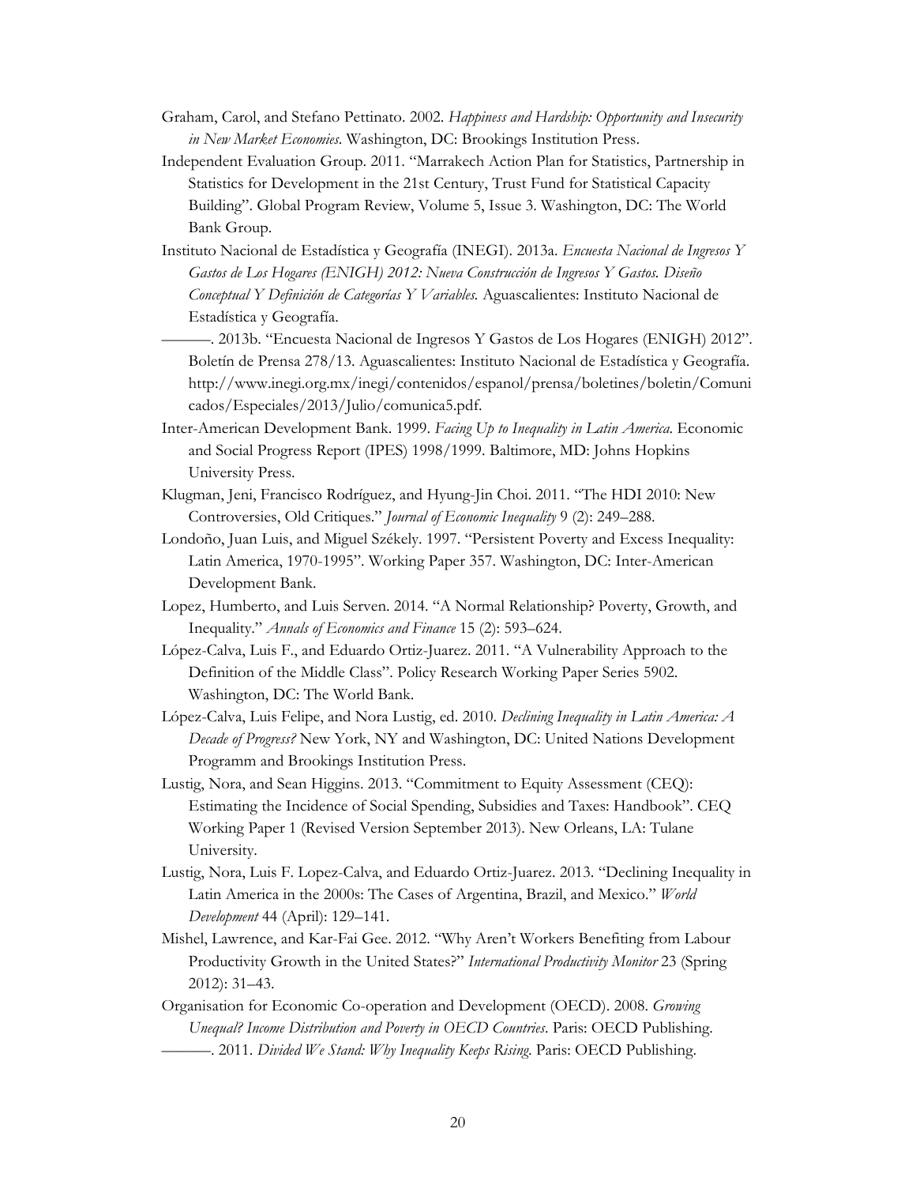Graham, Carol, and Stefano Pettinato. 2002. *Happiness and Hardship: Opportunity and Insecurity in New Market Economies*. Washington, DC: Brookings Institution Press.

Independent Evaluation Group. 2011. "Marrakech Action Plan for Statistics, Partnership in Statistics for Development in the 21st Century, Trust Fund for Statistical Capacity Building". Global Program Review, Volume 5, Issue 3. Washington, DC: The World Bank Group.

Instituto Nacional de Estadística y Geografía (INEGI). 2013a. *Encuesta Nacional de Ingresos Y Gastos de Los Hogares (ENIGH) 2012: Nueva Construcción de Ingresos Y Gastos. Diseño Conceptual Y Definición de Categorías Y Variables.* Aguascalientes: Instituto Nacional de Estadística y Geografía.

———. 2013b. "Encuesta Nacional de Ingresos Y Gastos de Los Hogares (ENIGH) 2012". Boletín de Prensa 278/13. Aguascalientes: Instituto Nacional de Estadística y Geografía. http://www.inegi.org.mx/inegi/contenidos/espanol/prensa/boletines/boletin/Comunicados/Especiales/2013/Julio/comunica5.pdf.

Inter-American Development Bank. 1999. *Facing Up to Inequality in Latin America.* Economic and Social Progress Report (IPES) 1998/1999. Baltimore, MD: Johns Hopkins University Press.

Klugman, Jeni, Francisco Rodríguez, and Hyung-Jin Choi. 2011. "The HDI 2010: New Controversies, Old Critiques." *Journal of Economic Inequality* 9 (2): 249–288.

Londoño, Juan Luis, and Miguel Székely. 1997. "Persistent Poverty and Excess Inequality: Latin America, 1970-1995". Working Paper 357. Washington, DC: Inter-American Development Bank.

Lopez, Humberto, and Luis Serven. 2014. "A Normal Relationship? Poverty, Growth, and Inequality." *Annals of Economics and Finance* 15 (2): 593–624.

López-Calva, Luis F., and Eduardo Ortiz-Juarez. 2011. "A Vulnerability Approach to the Definition of the Middle Class". Policy Research Working Paper Series 5902. Washington, DC: The World Bank.

López-Calva, Luis Felipe, and Nora Lustig, ed. 2010. *Declining Inequality in Latin America: A Decade of Progress?* New York, NY and Washington, DC: United Nations Development Programm and Brookings Institution Press.

Lustig, Nora, and Sean Higgins. 2013. "Commitment to Equity Assessment (CEQ): Estimating the Incidence of Social Spending, Subsidies and Taxes: Handbook". CEQ Working Paper 1 (Revised Version September 2013). New Orleans, LA: Tulane University.

Lustig, Nora, Luis F. Lopez-Calva, and Eduardo Ortiz-Juarez. 2013. "Declining Inequality in Latin America in the 2000s: The Cases of Argentina, Brazil, and Mexico." *World Development* 44 (April): 129–141.

Mishel, Lawrence, and Kar-Fai Gee. 2012. "Why Aren't Workers Benefiting from Labour Productivity Growth in the United States?" *International Productivity Monitor* 23 (Spring 2012): 31–43.

Organisation for Economic Co-operation and Development (OECD). 2008. *Growing Unequal? Income Distribution and Poverty in OECD Countries*. Paris: OECD Publishing.

———. 2011. *Divided We Stand: Why Inequality Keeps Rising.* Paris: OECD Publishing.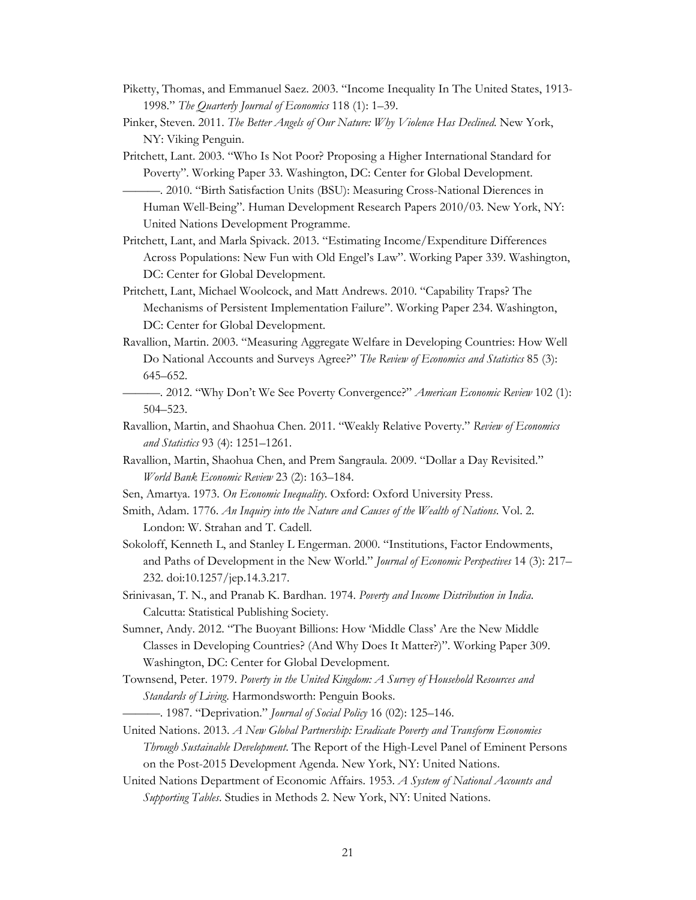Piketty, Thomas, and Emmanuel Saez. 2003. "Income Inequality In The United States, 1913-1998." *The Quarterly Journal of Economics* 118 (1): 1–39.

Pinker, Steven. 2011. *The Better Angels of Our Nature: Why Violence Has Declined*. New York, NY: Viking Penguin.

Pritchett, Lant. 2003. "Who Is Not Poor? Proposing a Higher International Standard for Poverty". Working Paper 33. Washington, DC: Center for Global Development.

———. 2010. "Birth Satisfaction Units (BSU): Measuring Cross-National Dierences in Human Well-Being". Human Development Research Papers 2010/03. New York, NY: United Nations Development Programme.

Pritchett, Lant, and Marla Spivack. 2013. "Estimating Income/Expenditure Differences Across Populations: New Fun with Old Engel's Law". Working Paper 339. Washington, DC: Center for Global Development.

Pritchett, Lant, Michael Woolcock, and Matt Andrews. 2010. "Capability Traps? The Mechanisms of Persistent Implementation Failure". Working Paper 234. Washington, DC: Center for Global Development.

Ravallion, Martin. 2003. "Measuring Aggregate Welfare in Developing Countries: How Well Do National Accounts and Surveys Agree?" *The Review of Economics and Statistics* 85 (3): 645–652.

———. 2012. "Why Don't We See Poverty Convergence?" *American Economic Review* 102 (1): 504–523.

Ravallion, Martin, and Shaohua Chen. 2011. "Weakly Relative Poverty." *Review of Economics and Statistics* 93 (4): 1251–1261.

Ravallion, Martin, Shaohua Chen, and Prem Sangraula. 2009. "Dollar a Day Revisited." *World Bank Economic Review* 23 (2): 163–184.

Sen, Amartya. 1973. *On Economic Inequality*. Oxford: Oxford University Press.

Smith, Adam. 1776. *An Inquiry into the Nature and Causes of the Wealth of Nations*. Vol. 2. London: W. Strahan and T. Cadell.

Sokoloff, Kenneth L, and Stanley L Engerman. 2000. "Institutions, Factor Endowments, and Paths of Development in the New World." *Journal of Economic Perspectives* 14 (3): 217–232. doi:10.1257/jep.14.3.217.

Srinivasan, T. N., and Pranab K. Bardhan. 1974. *Poverty and Income Distribution in India*. Calcutta: Statistical Publishing Society.

Sumner, Andy. 2012. "The Buoyant Billions: How 'Middle Class' Are the New Middle Classes in Developing Countries? (And Why Does It Matter?)". Working Paper 309. Washington, DC: Center for Global Development.

Townsend, Peter. 1979. *Poverty in the United Kingdom: A Survey of Household Resources and Standards of Living*. Harmondsworth: Penguin Books.

———. 1987. "Deprivation." *Journal of Social Policy* 16 (02): 125–146.

United Nations. 2013. *A New Global Partnership: Eradicate Poverty and Transform Economies Through Sustainable Development*. The Report of the High-Level Panel of Eminent Persons on the Post-2015 Development Agenda. New York, NY: United Nations.

United Nations Department of Economic Affairs. 1953. *A System of National Accounts and Supporting Tables*. Studies in Methods 2. New York, NY: United Nations.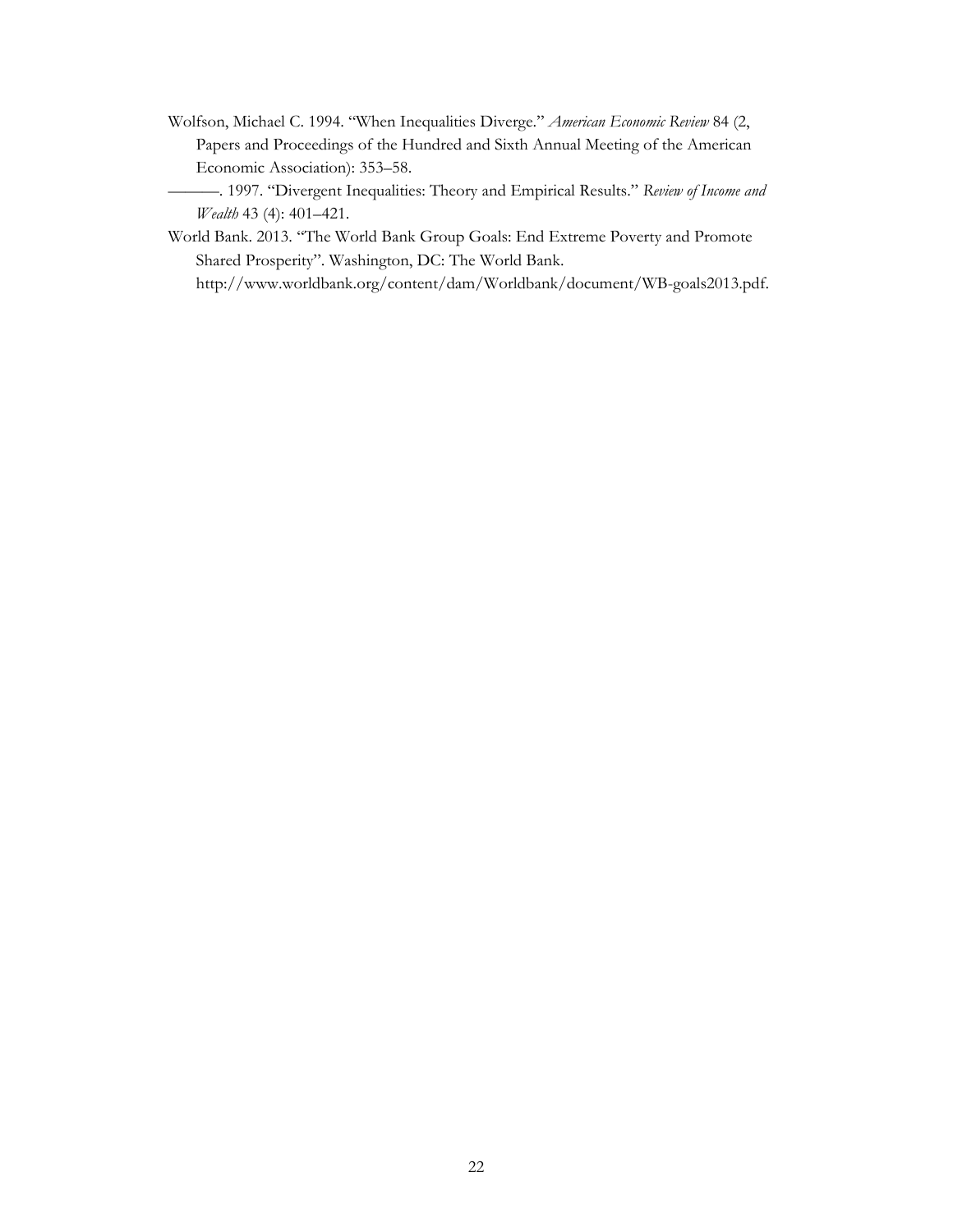Wolfson, Michael C. 1994. "When Inequalities Diverge." *American Economic Review* 84 (2, Papers and Proceedings of the Hundred and Sixth Annual Meeting of the American Economic Association): 353–58.

———. 1997. "Divergent Inequalities: Theory and Empirical Results." *Review of Income and Wealth* 43 (4): 401–421.

World Bank. 2013. "The World Bank Group Goals: End Extreme Poverty and Promote Shared Prosperity". Washington, DC: The World Bank. http://www.worldbank.org/content/dam/Worldbank/document/WB-goals2013.pdf.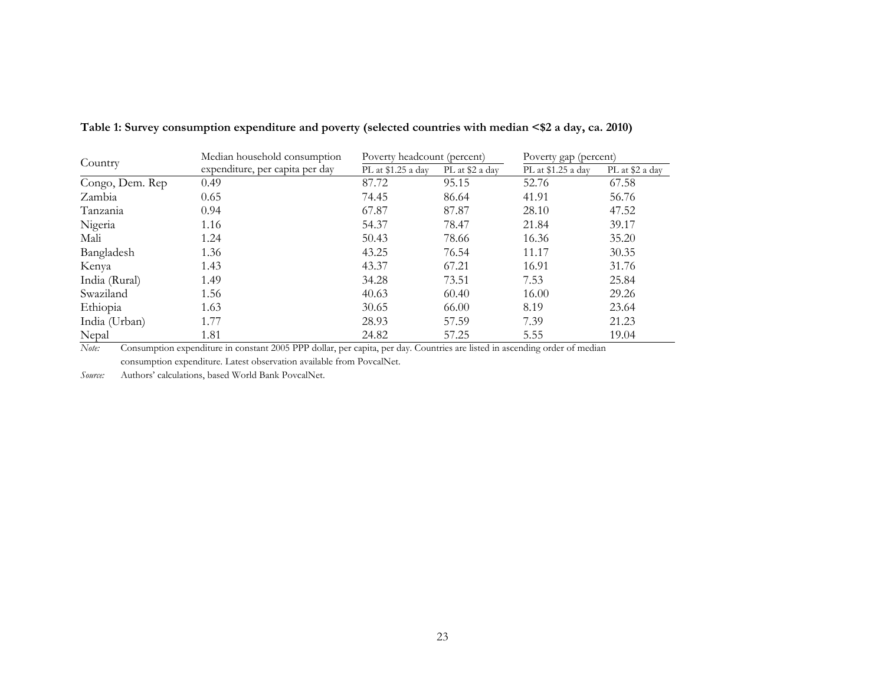**Table 1: Survey consumption expenditure and poverty (selected countries with median <$2 a day, ca. 2010)**

| Country | Median household consumption expenditure, per capita per day | Poverty headcount (percent) | | Poverty gap (percent) | |
|---|---|---|---|---|---|
| | | PL at $1.25 a day | PL at $2 a day | PL at $1.25 a day | PL at $2 a day |
| Congo, Dem. Rep | 0.49 | 87.72 | 95.15 | 52.76 | 67.58 |
| Zambia | 0.65 | 74.45 | 86.64 | 41.91 | 56.76 |
| Tanzania | 0.94 | 67.87 | 87.87 | 28.10 | 47.52 |
| Nigeria | 1.16 | 54.37 | 78.47 | 21.84 | 39.17 |
| Mali | 1.24 | 50.43 | 78.66 | 16.36 | 35.20 |
| Bangladesh | 1.36 | 43.25 | 76.54 | 11.17 | 30.35 |
| Kenya | 1.43 | 43.37 | 67.21 | 16.91 | 31.76 |
| India (Rural) | 1.49 | 34.28 | 73.51 | 7.53 | 25.84 |
| Swaziland | 1.56 | 40.63 | 60.40 | 16.00 | 29.26 |
| Ethiopia | 1.63 | 30.65 | 66.00 | 8.19 | 23.64 |
| India (Urban) | 1.77 | 28.93 | 57.59 | 7.39 | 21.23 |
| Nepal | 1.81 | 24.82 | 57.25 | 5.55 | 19.04 |

*Note:* Consumption expenditure in constant 2005 PPP dollar, per capita, per day. Countries are listed in ascending order of median consumption expenditure. Latest observation available from PovcalNet.

*Source:* Authors' calculations, based World Bank PovcalNet.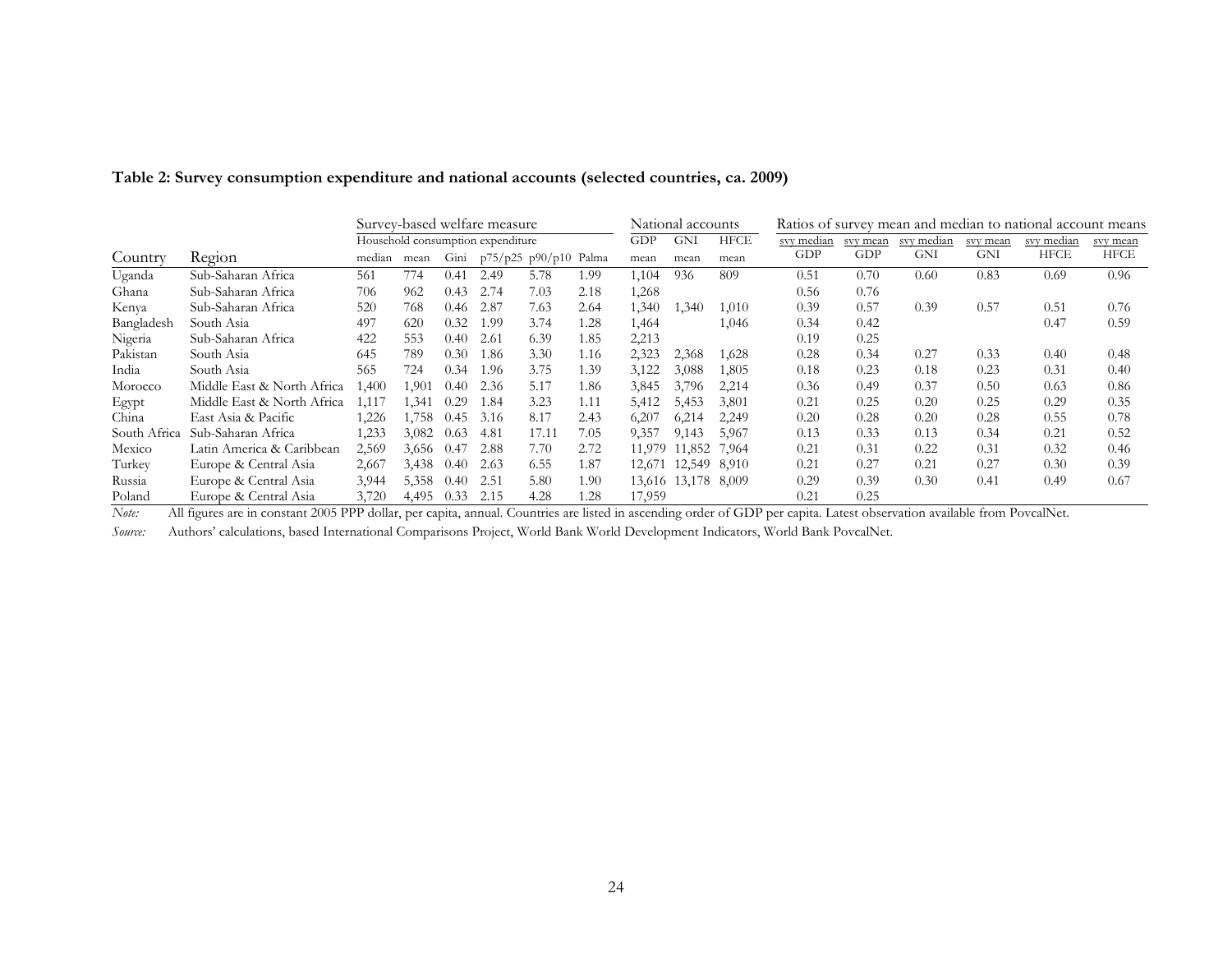**Table 2: Survey consumption expenditure and national accounts (selected countries, ca. 2009)**

| | | Survey-based welfare measure | | | | | | National accounts | | | Ratios of survey mean and median to national account means | | | | | |
|---|---|---|---|---|---|---|---|---|---|---|---|---|---|---|---|---|
| | | Household consumption expenditure | | | | | | GDP | GNI | HFCE | svy median | svy mean | svy median | svy mean | svy median | svy mean |
| Country | Region | median | mean | Gini | p75/p25 | p90/p10 | Palma | mean | mean | mean | GDP | GDP | GNI | GNI | HFCE | HFCE |
| Uganda | Sub-Saharan Africa | 561 | 774 | 0.41 | 2.49 | 5.78 | 1.99 | 1,104 | 936 | 809 | 0.51 | 0.70 | 0.60 | 0.83 | 0.69 | 0.96 |
| Ghana | Sub-Saharan Africa | 706 | 962 | 0.43 | 2.74 | 7.03 | 2.18 | 1,268 | | | 0.56 | 0.76 | | | | |
| Kenya | Sub-Saharan Africa | 520 | 768 | 0.46 | 2.87 | 7.63 | 2.64 | 1,340 | 1,340 | 1,010 | 0.39 | 0.57 | 0.39 | 0.57 | 0.51 | 0.76 |
| Bangladesh | South Asia | 497 | 620 | 0.32 | 1.99 | 3.74 | 1.28 | 1,464 | | 1,046 | 0.34 | 0.42 | | | 0.47 | 0.59 |
| Nigeria | Sub-Saharan Africa | 422 | 553 | 0.40 | 2.61 | 6.39 | 1.85 | 2,213 | | | 0.19 | 0.25 | | | | |
| Pakistan | South Asia | 645 | 789 | 0.30 | 1.86 | 3.30 | 1.16 | 2,323 | 2,368 | 1,628 | 0.28 | 0.34 | 0.27 | 0.33 | 0.40 | 0.48 |
| India | South Asia | 565 | 724 | 0.34 | 1.96 | 3.75 | 1.39 | 3,122 | 3,088 | 1,805 | 0.18 | 0.23 | 0.18 | 0.23 | 0.31 | 0.40 |
| Morocco | Middle East & North Africa | 1,400 | 1,901 | 0.40 | 2.36 | 5.17 | 1.86 | 3,845 | 3,796 | 2,214 | 0.36 | 0.49 | 0.37 | 0.50 | 0.63 | 0.86 |
| Egypt | Middle East & North Africa | 1,117 | 1,341 | 0.29 | 1.84 | 3.23 | 1.11 | 5,412 | 5,453 | 3,801 | 0.21 | 0.25 | 0.20 | 0.25 | 0.29 | 0.35 |
| China | East Asia & Pacific | 1,226 | 1,758 | 0.45 | 3.16 | 8.17 | 2.43 | 6,207 | 6,214 | 2,249 | 0.20 | 0.28 | 0.20 | 0.28 | 0.55 | 0.78 |
| South Africa | Sub-Saharan Africa | 1,233 | 3,082 | 0.63 | 4.81 | 17.11 | 7.05 | 9,357 | 9,143 | 5,967 | 0.13 | 0.33 | 0.13 | 0.34 | 0.21 | 0.52 |
| Mexico | Latin America & Caribbean | 2,569 | 3,656 | 0.47 | 2.88 | 7.70 | 2.72 | 11,979 | 11,852 | 7,964 | 0.21 | 0.31 | 0.22 | 0.31 | 0.32 | 0.46 |
| Turkey | Europe & Central Asia | 2,667 | 3,438 | 0.40 | 2.63 | 6.55 | 1.87 | 12,671 | 12,549 | 8,910 | 0.21 | 0.27 | 0.21 | 0.27 | 0.30 | 0.39 |
| Russia | Europe & Central Asia | 3,944 | 5,358 | 0.40 | 2.51 | 5.80 | 1.90 | 13,616 | 13,178 | 8,009 | 0.29 | 0.39 | 0.30 | 0.41 | 0.49 | 0.67 |
| Poland | Europe & Central Asia | 3,720 | 4,495 | 0.33 | 2.15 | 4.28 | 1.28 | 17,959 | | | 0.21 | 0.25 | | | | |

*Note:* All figures are in constant 2005 PPP dollar, per capita, annual. Countries are listed in ascending order of GDP per capita. Latest observation available from PovcalNet.

*Source:* Authors' calculations, based International Comparisons Project, World Bank World Development Indicators, World Bank PovcalNet.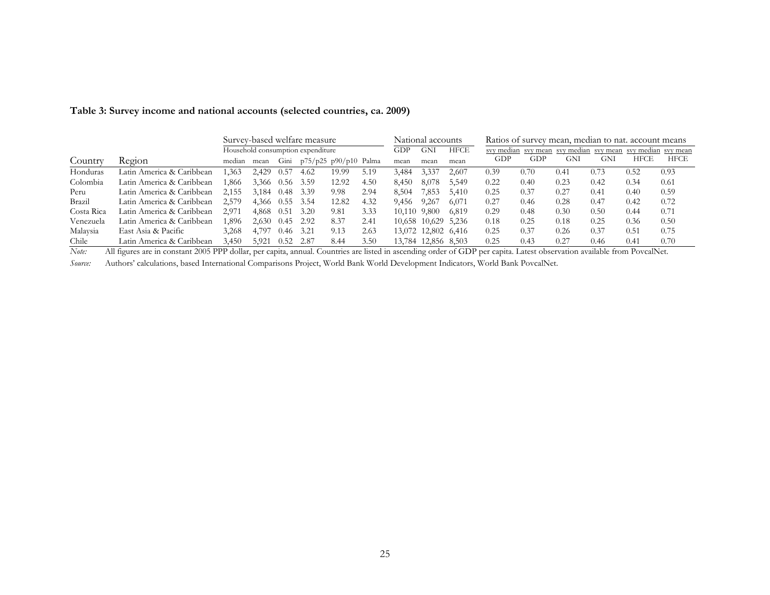**Table 3: Survey income and national accounts (selected countries, ca. 2009)**

| | | Survey-based welfare measure | | | | | | National accounts | | | Ratios of survey mean, median to nat. account means | | | | | |
|---|---|---|---|---|---|---|---|---|---|---|---|---|---|---|---|---|
| | | Household consumption expenditure | | | | | | GDP | GNI | HFCE | svy median | svy mean | svy median | svy mean | svy median | svy mean |
| Country | Region | median | mean | Gini | p75/p25 | p90/p10 | Palma | mean | mean | mean | GDP | GDP | GNI | GNI | HFCE | HFCE |
| Honduras | Latin America & Caribbean | 1,363 | 2,429 | 0.57 | 4.62 | 19.99 | 5.19 | 3,484 | 3,337 | 2,607 | 0.39 | 0.70 | 0.41 | 0.73 | 0.52 | 0.93 |
| Colombia | Latin America & Caribbean | 1,866 | 3,366 | 0.56 | 3.59 | 12.92 | 4.50 | 8,450 | 8,078 | 5,549 | 0.22 | 0.40 | 0.23 | 0.42 | 0.34 | 0.61 |
| Peru | Latin America & Caribbean | 2,155 | 3,184 | 0.48 | 3.39 | 9.98 | 2.94 | 8,504 | 7,853 | 5,410 | 0.25 | 0.37 | 0.27 | 0.41 | 0.40 | 0.59 |
| Brazil | Latin America & Caribbean | 2,579 | 4,366 | 0.55 | 3.54 | 12.82 | 4.32 | 9,456 | 9,267 | 6,071 | 0.27 | 0.46 | 0.28 | 0.47 | 0.42 | 0.72 |
| Costa Rica | Latin America & Caribbean | 2,971 | 4,868 | 0.51 | 3.20 | 9.81 | 3.33 | 10,110 | 9,800 | 6,819 | 0.29 | 0.48 | 0.30 | 0.50 | 0.44 | 0.71 |
| Venezuela | Latin America & Caribbean | 1,896 | 2,630 | 0.45 | 2.92 | 8.37 | 2.41 | 10,658 | 10,629 | 5,236 | 0.18 | 0.25 | 0.18 | 0.25 | 0.36 | 0.50 |
| Malaysia | East Asia & Pacific | 3,268 | 4,797 | 0.46 | 3.21 | 9.13 | 2.63 | 13,072 | 12,802 | 6,416 | 0.25 | 0.37 | 0.26 | 0.37 | 0.51 | 0.75 |
| Chile | Latin America & Caribbean | 3,450 | 5,921 | 0.52 | 2.87 | 8.44 | 3.50 | 13,784 | 12,856 | 8,503 | 0.25 | 0.43 | 0.27 | 0.46 | 0.41 | 0.70 |

*Note:* All figures are in constant 2005 PPP dollar, per capita, annual. Countries are listed in ascending order of GDP per capita. Latest observation available from PovcalNet.

*Source:* Authors' calculations, based International Comparisons Project, World Bank World Development Indicators, World Bank PovcalNet.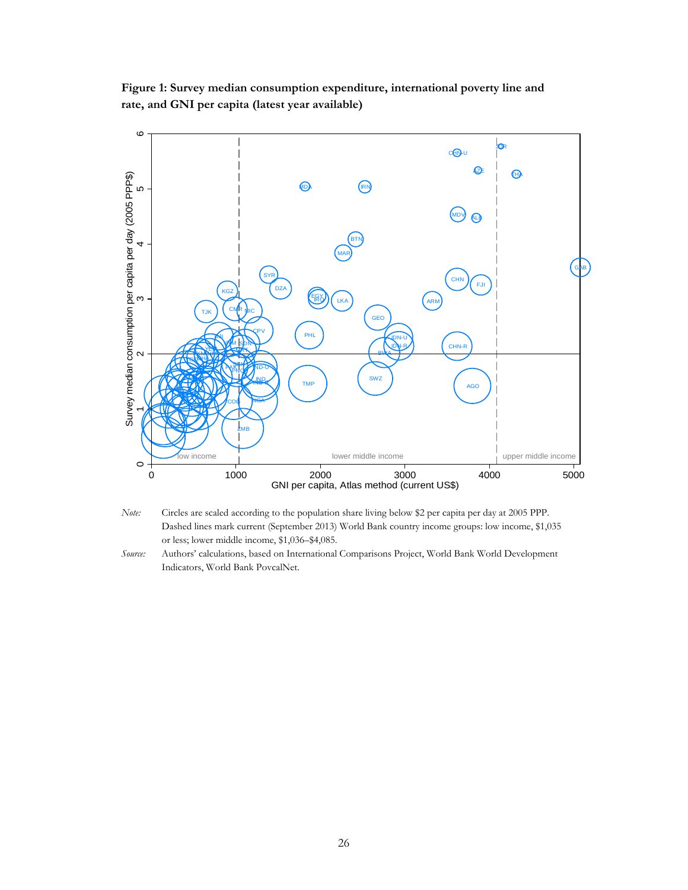**Figure 1: Survey median consumption expenditure, international poverty line and rate, and GNI per capita (latest year available)**

*Note:* Circles are scaled according to the population share living below $2 per capita per day at 2005 PPP. Dashed lines mark current (September 2013) World Bank country income groups: low income, $1,035 or less; lower middle income, $1,036–$4,085.

*Source:* Authors' calculations, based on International Comparisons Project, World Bank World Development Indicators, World Bank PovcalNet.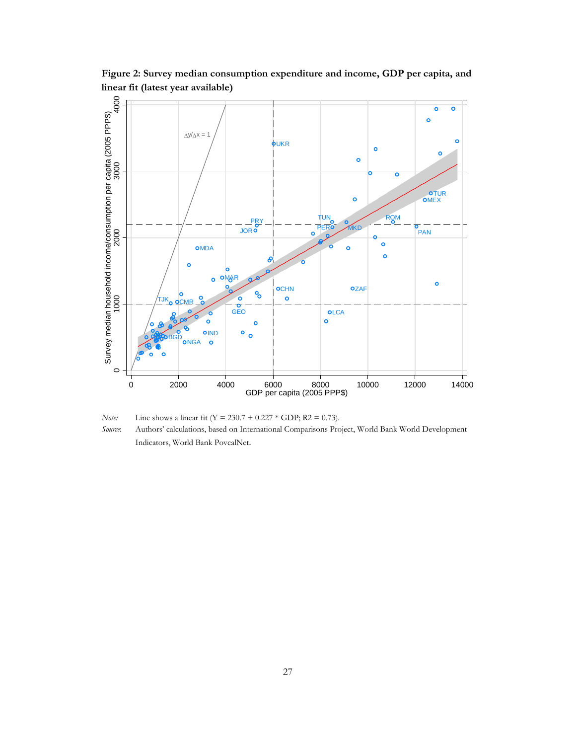**Figure 2: Survey median consumption expenditure and income, GDP per capita, and linear fit (latest year available)**

*Note:* Line shows a linear fit (Y = 230.7 + 0.227 * GDP; R2 = 0.73).

*Source:* Authors' calculations, based on International Comparisons Project, World Bank World Development Indicators, World Bank PovcalNet.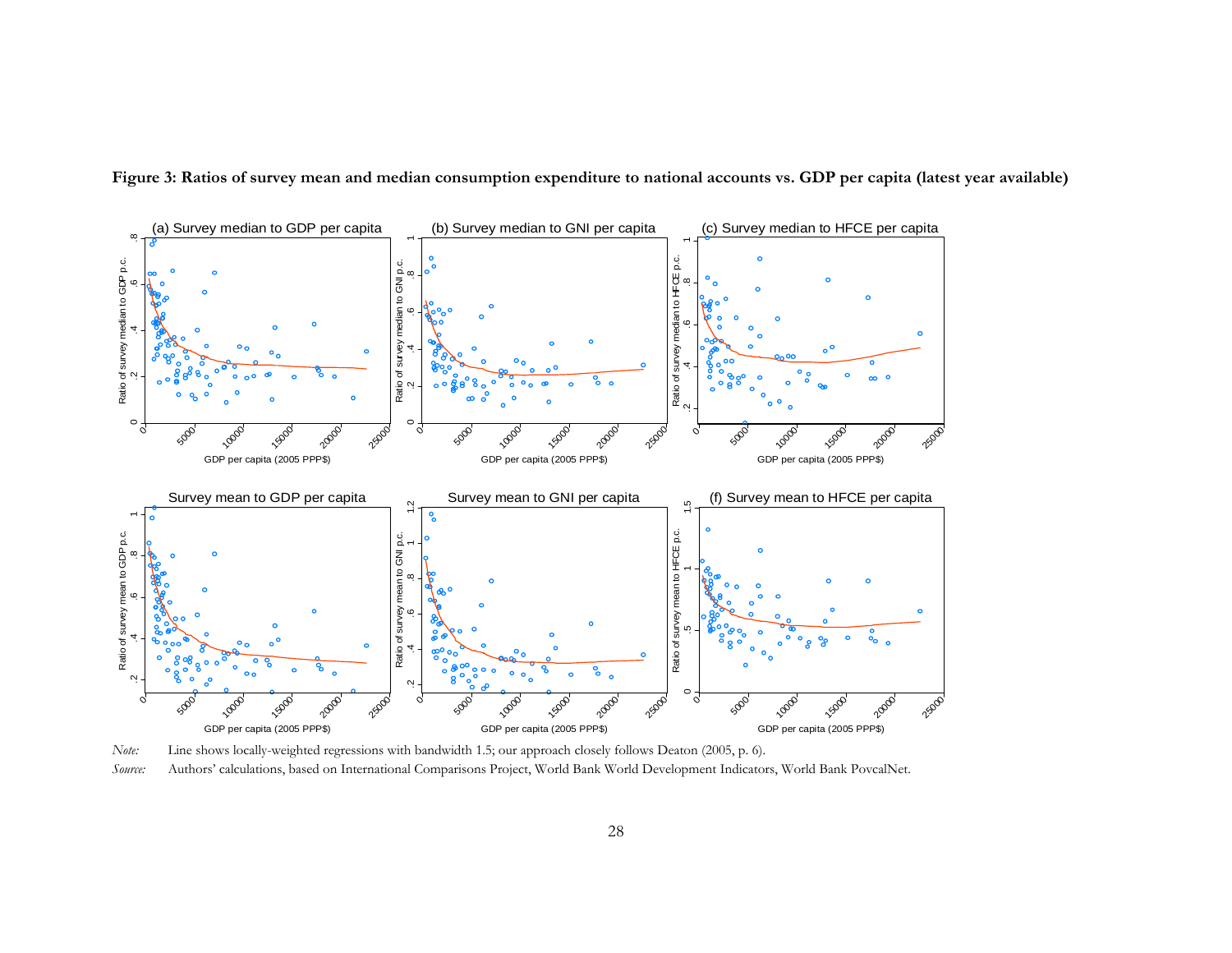**Figure 3: Ratios of survey mean and median consumption expenditure to national accounts vs. GDP per capita (latest year available)**

*Note:* Line shows locally-weighted regressions with bandwidth 1.5; our approach closely follows Deaton (2005, p. 6).

*Source:* Authors' calculations, based on International Comparisons Project, World Bank World Development Indicators, World Bank PovcalNet.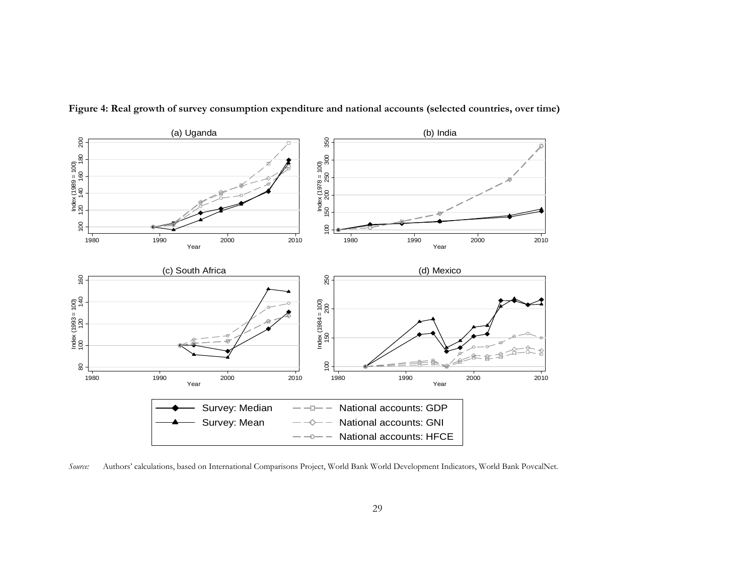**Figure 4: Real growth of survey consumption expenditure and national accounts (selected countries, over time)**

*Source:* Authors' calculations, based on International Comparisons Project, World Bank World Development Indicators, World Bank PovcalNet.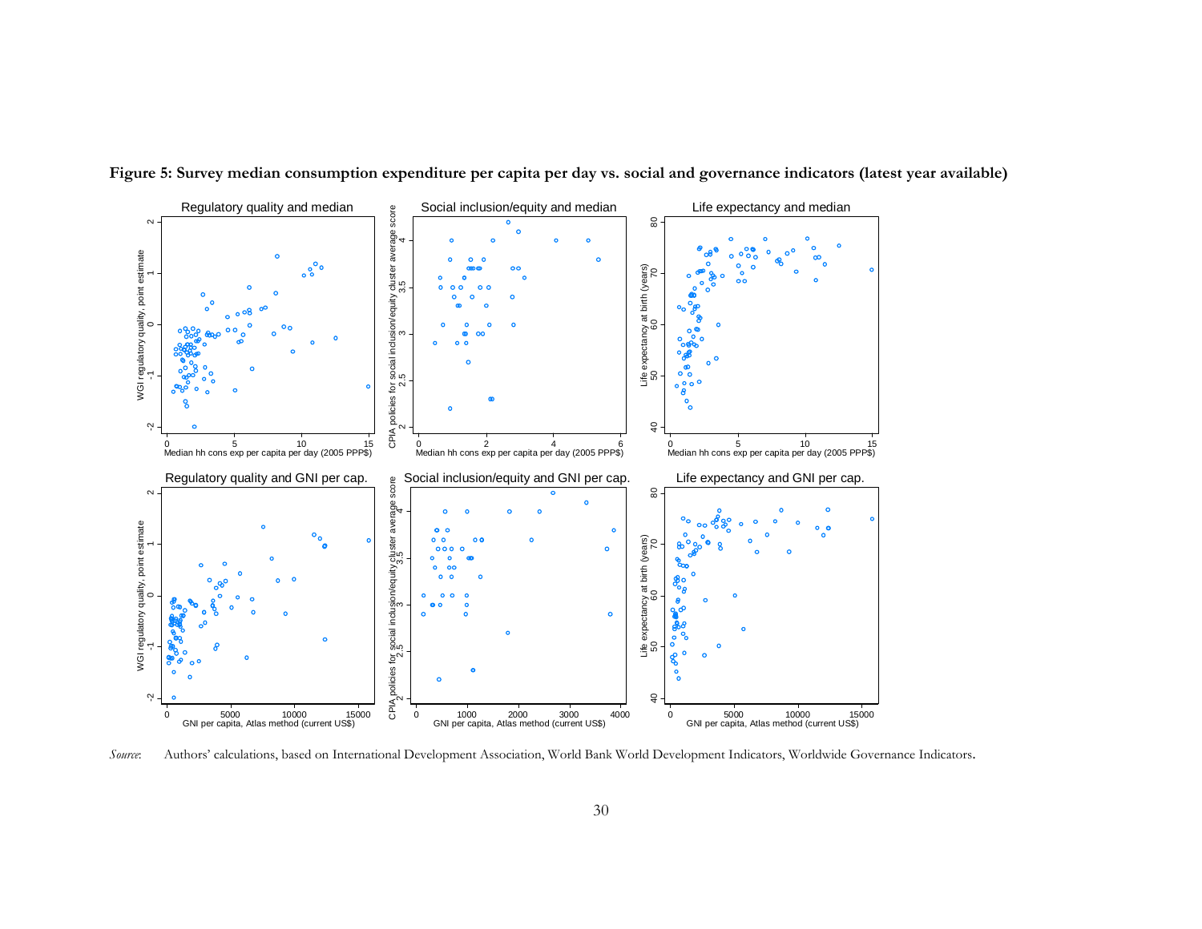**Figure 5: Survey median consumption expenditure per capita per day vs. social and governance indicators (latest year available)**

*Source*: Authors' calculations, based on International Development Association, World Bank World Development Indicators, Worldwide Governance Indicators.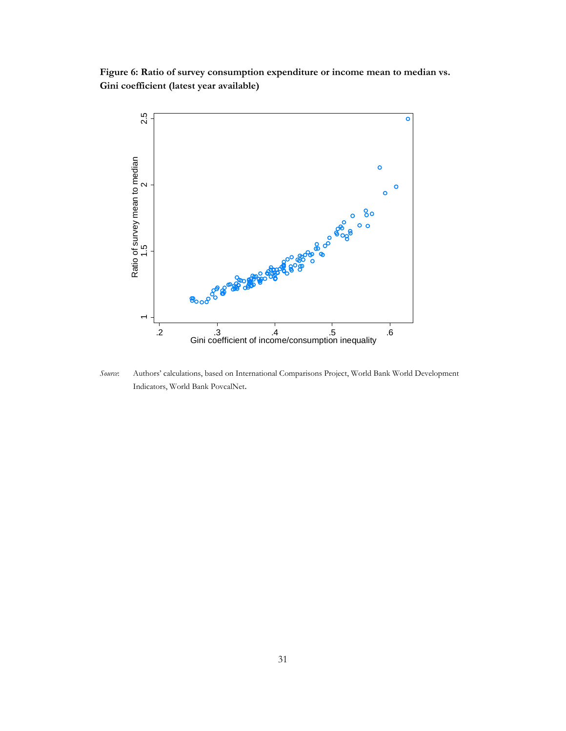**Figure 6: Ratio of survey consumption expenditure or income mean to median vs. Gini coefficient (latest year available)**

*Source*: Authors' calculations, based on International Comparisons Project, World Bank World Development Indicators, World Bank PovcalNet.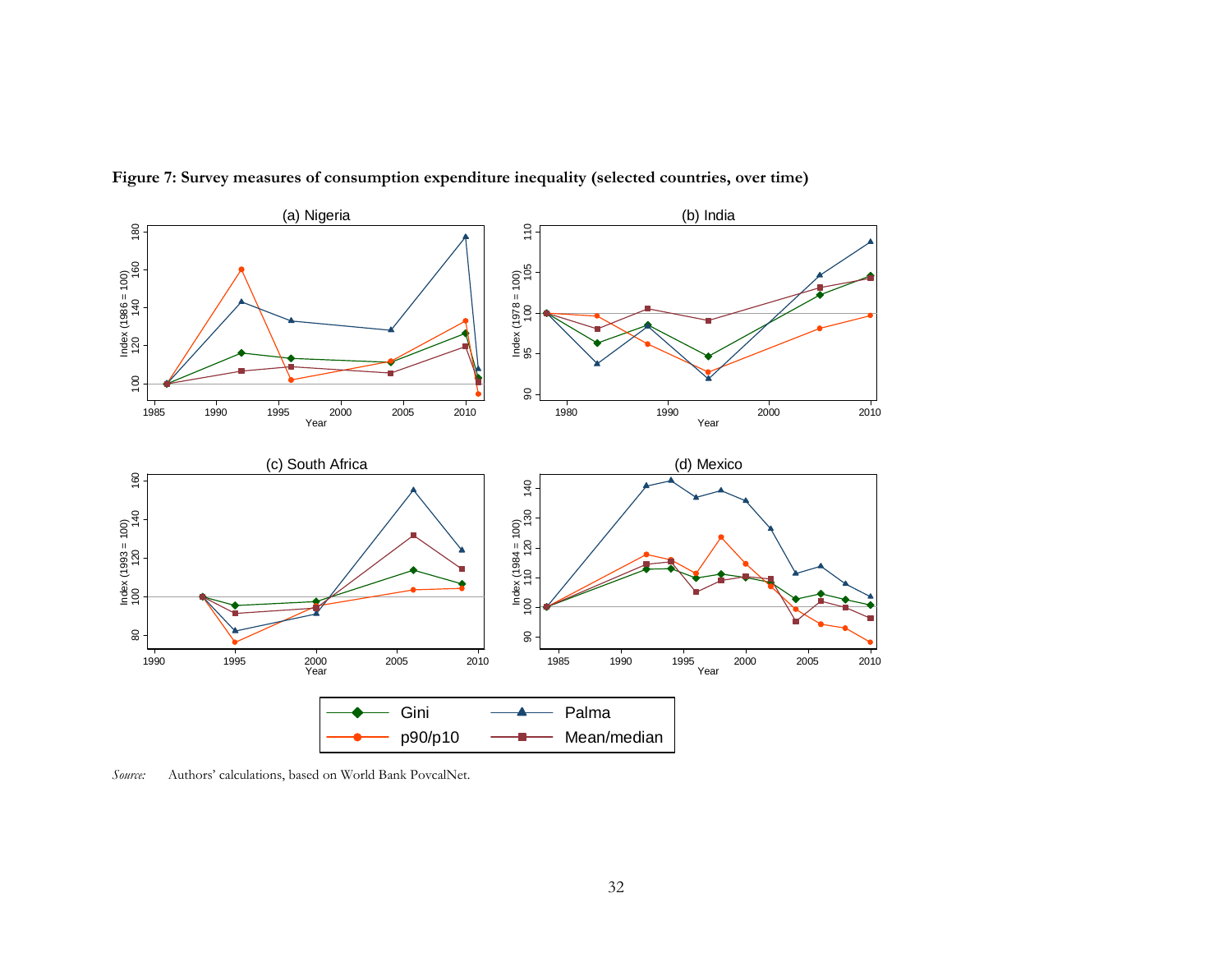**Figure 7: Survey measures of consumption expenditure inequality (selected countries, over time)**

*Source:* Authors' calculations, based on World Bank PovcalNet.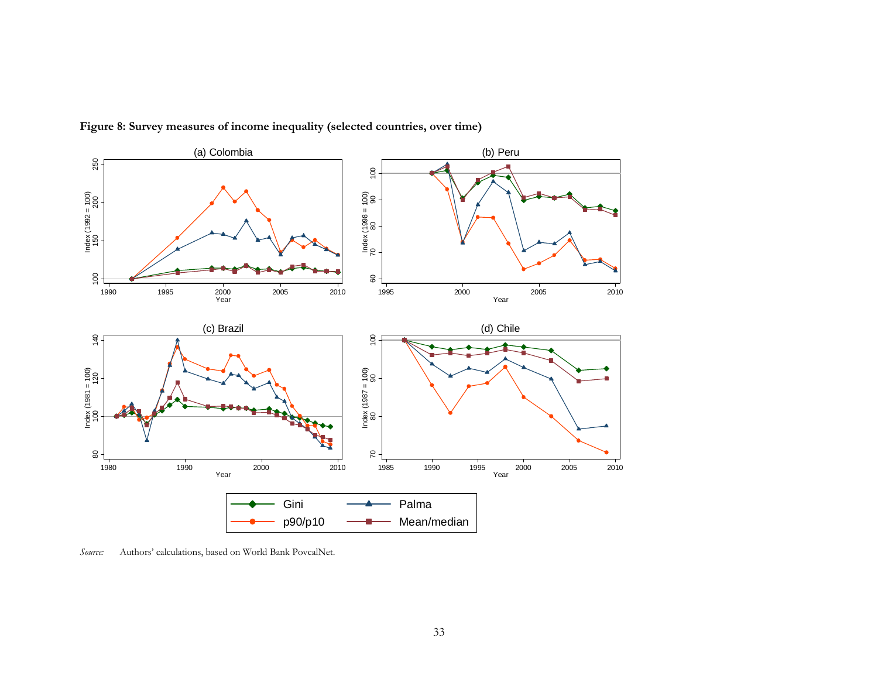**Figure 8: Survey measures of income inequality (selected countries, over time)**

*Source:* Authors' calculations, based on World Bank PovcalNet.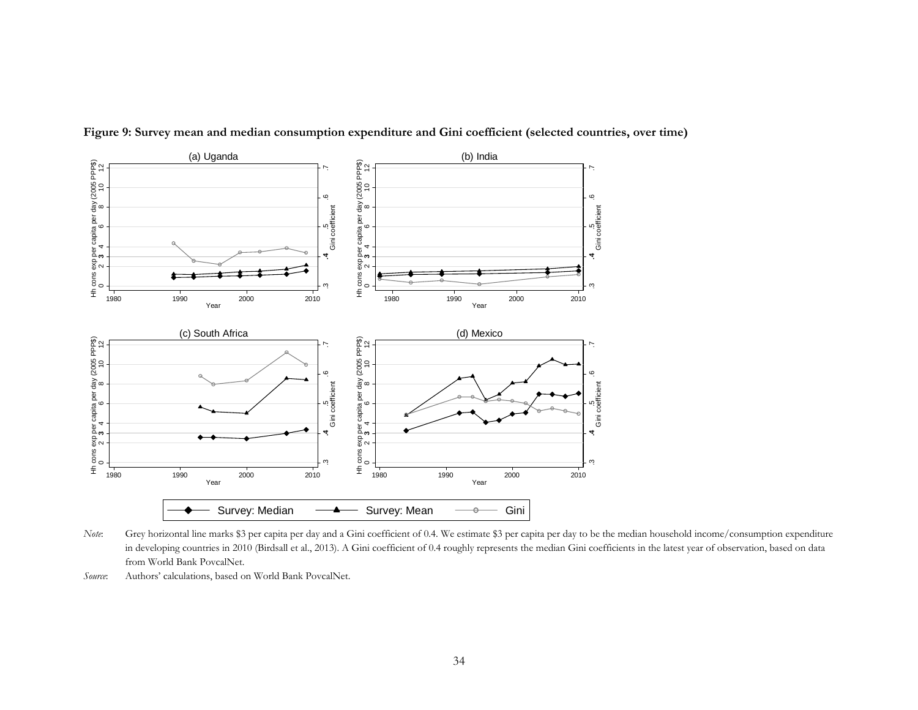**Figure 9: Survey mean and median consumption expenditure and Gini coefficient (selected countries, over time)**

*Note*: Grey horizontal line marks $3 per capita per day and a Gini coefficient of 0.4. We estimate $3 per capita per day to be the median household income/consumption expenditure in developing countries in 2010 (Birdsall et al., 2013). A Gini coefficient of 0.4 roughly represents the median Gini coefficients in the latest year of observation, based on data from World Bank PovcalNet.

*Source*: Authors' calculations, based on World Bank PovcalNet.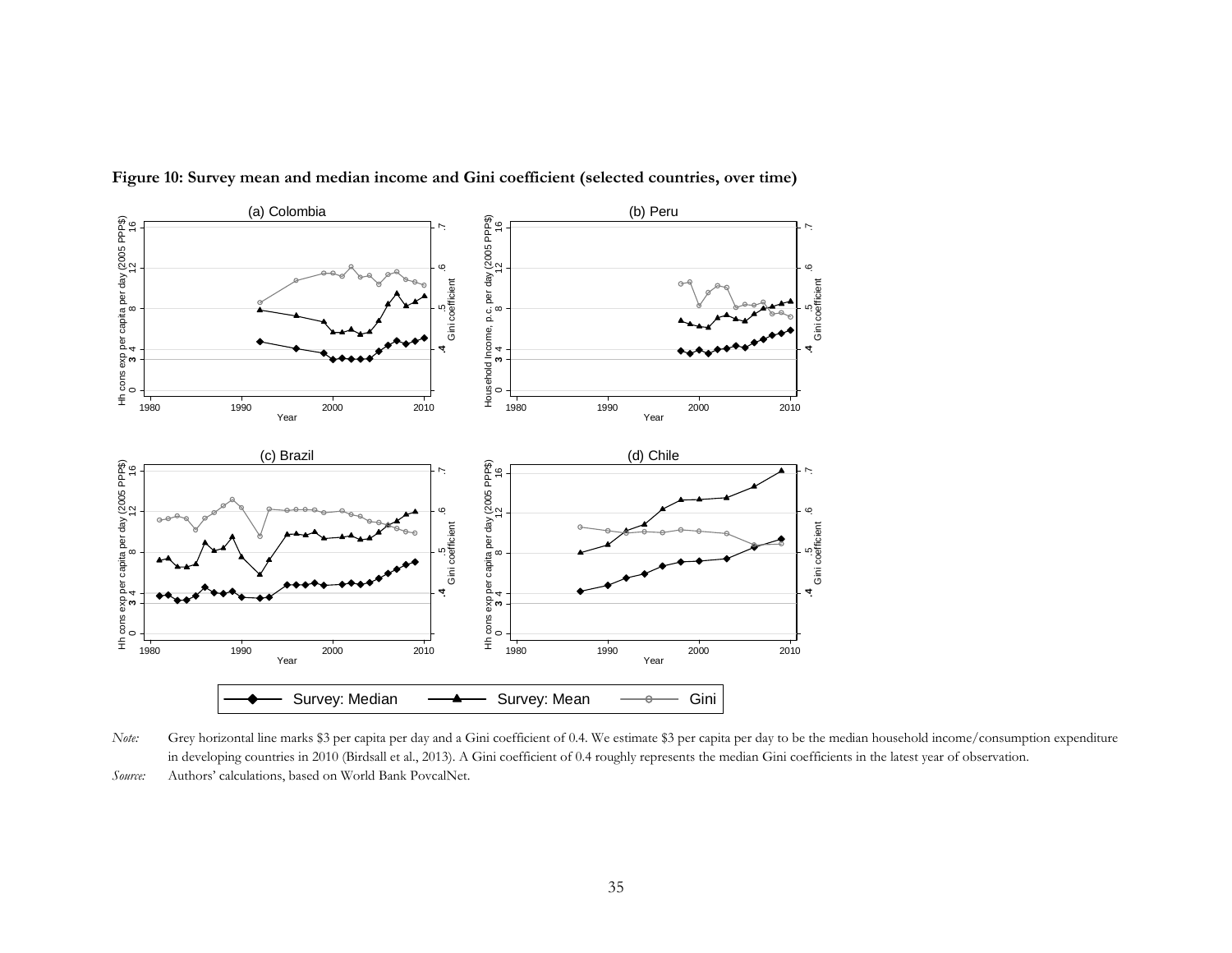**Figure 10: Survey mean and median income and Gini coefficient (selected countries, over time)**

*Note:* Grey horizontal line marks $3 per capita per day and a Gini coefficient of 0.4. We estimate $3 per capita per day to be the median household income/consumption expenditure in developing countries in 2010 (Birdsall et al., 2013). A Gini coefficient of 0.4 roughly represents the median Gini coefficients in the latest year of observation.

*Source:* Authors' calculations, based on World Bank PovcalNet.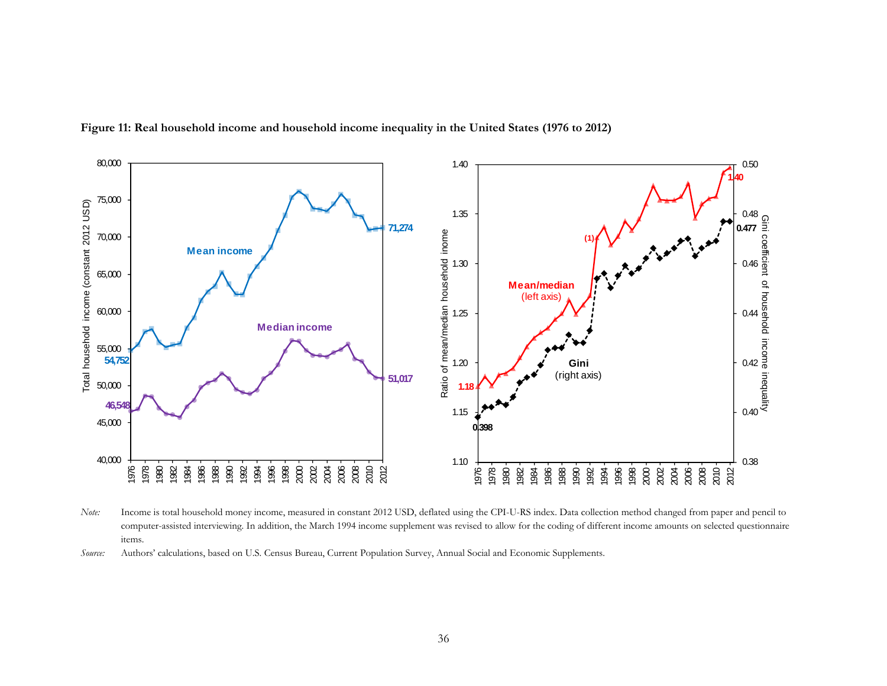**Figure 11: Real household income and household income inequality in the United States (1976 to 2012)**

*Note:* Income is total household money income, measured in constant 2012 USD, deflated using the CPI-U-RS index. Data collection method changed from paper and pencil to computer-assisted interviewing. In addition, the March 1994 income supplement was revised to allow for the coding of different income amounts on selected questionnaire items.

*Source:* Authors' calculations, based on U.S. Census Bureau, Current Population Survey, Annual Social and Economic Supplements.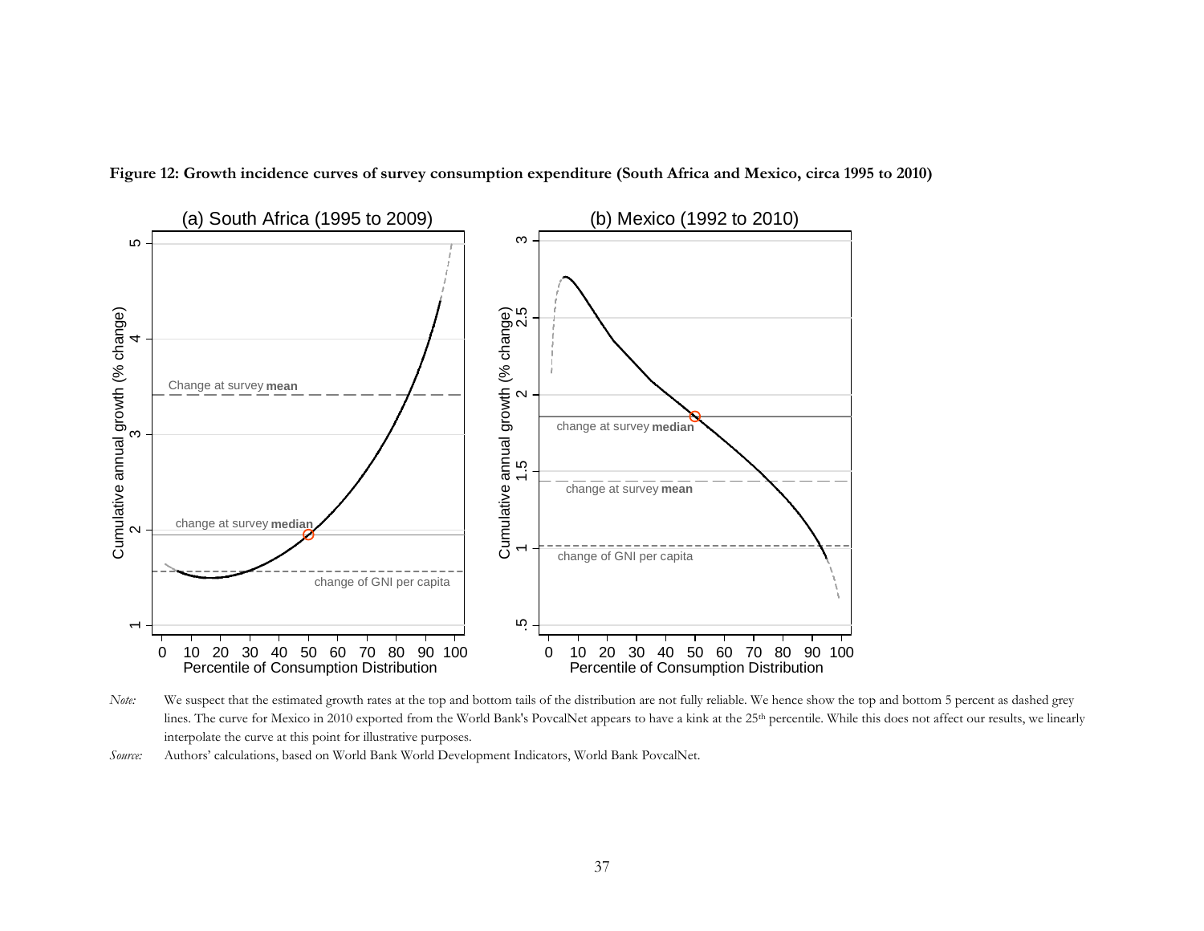**Figure 12: Growth incidence curves of survey consumption expenditure (South Africa and Mexico, circa 1995 to 2010)**

*Note:* We suspect that the estimated growth rates at the top and bottom tails of the distribution are not fully reliable. We hence show the top and bottom 5 percent as dashed grey lines. The curve for Mexico in 2010 exported from the World Bank's PovcalNet appears to have a kink at the 25th percentile. While this does not affect our results, we linearly interpolate the curve at this point for illustrative purposes.

*Source:* Authors' calculations, based on World Bank World Development Indicators, World Bank PovcalNet.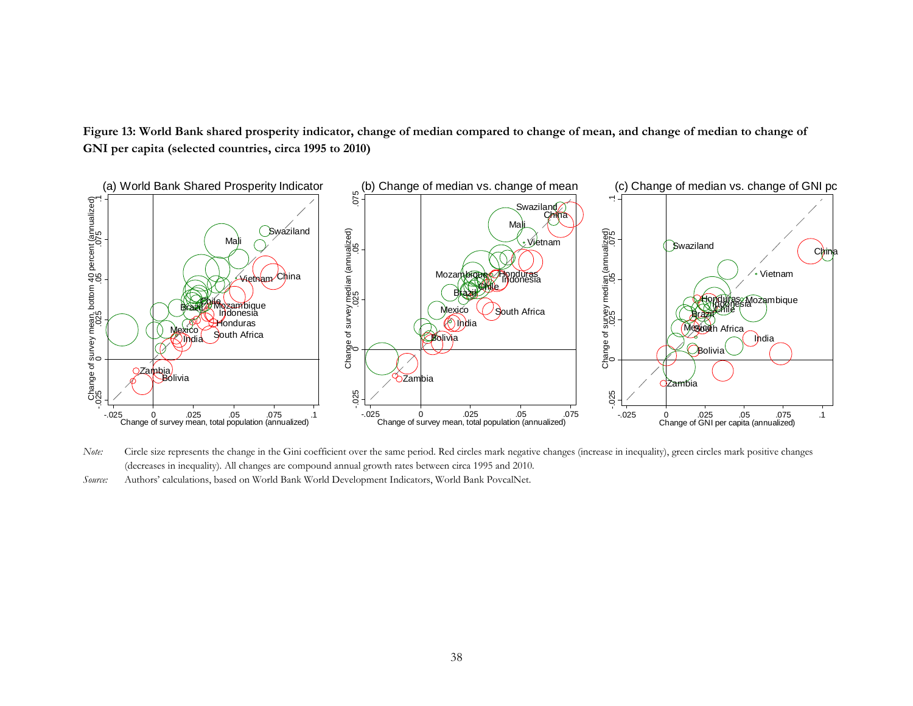**Figure 13: World Bank shared prosperity indicator, change of median compared to change of mean, and change of median to change of GNI per capita (selected countries, circa 1995 to 2010)**

*Note:* Circle size represents the change in the Gini coefficient over the same period. Red circles mark negative changes (increase in inequality), green circles mark positive changes (decreases in inequality). All changes are compound annual growth rates between circa 1995 and 2010.

*Source:* Authors' calculations, based on World Bank World Development Indicators, World Bank PovcalNet.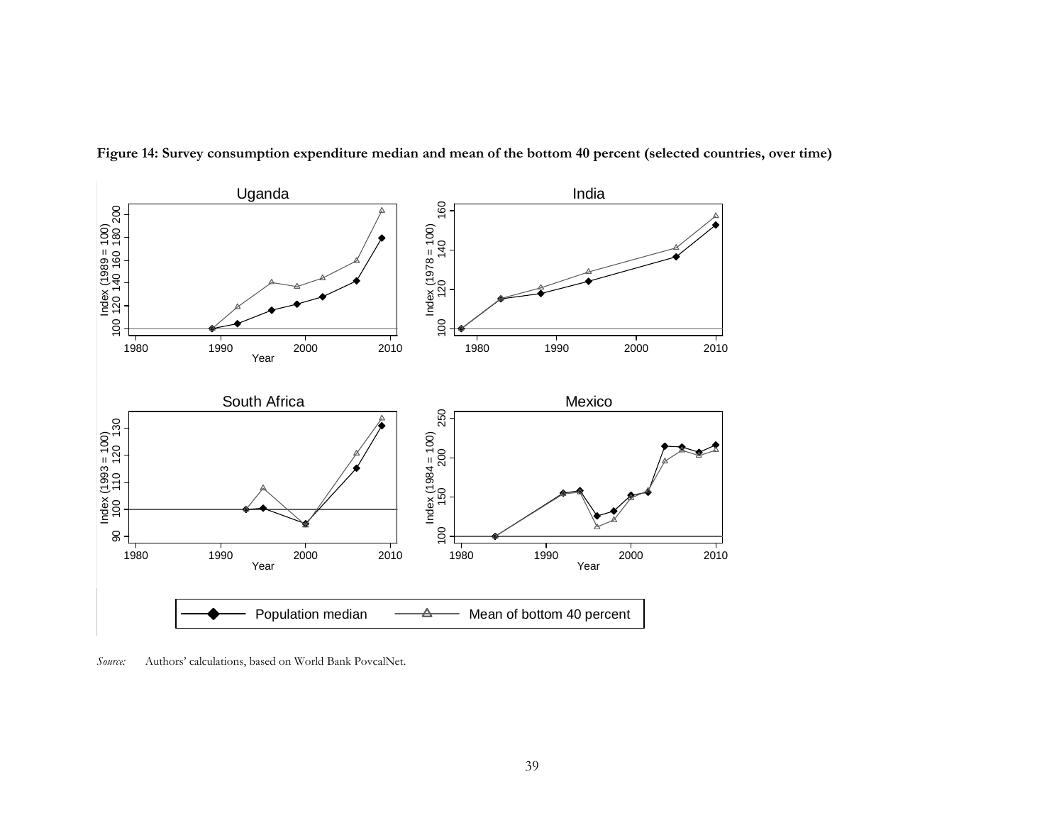**Figure 14: Survey consumption expenditure median and mean of the bottom 40 percent (selected countries, over time)**

*Source:* Authors' calculations, based on World Bank PovcalNet.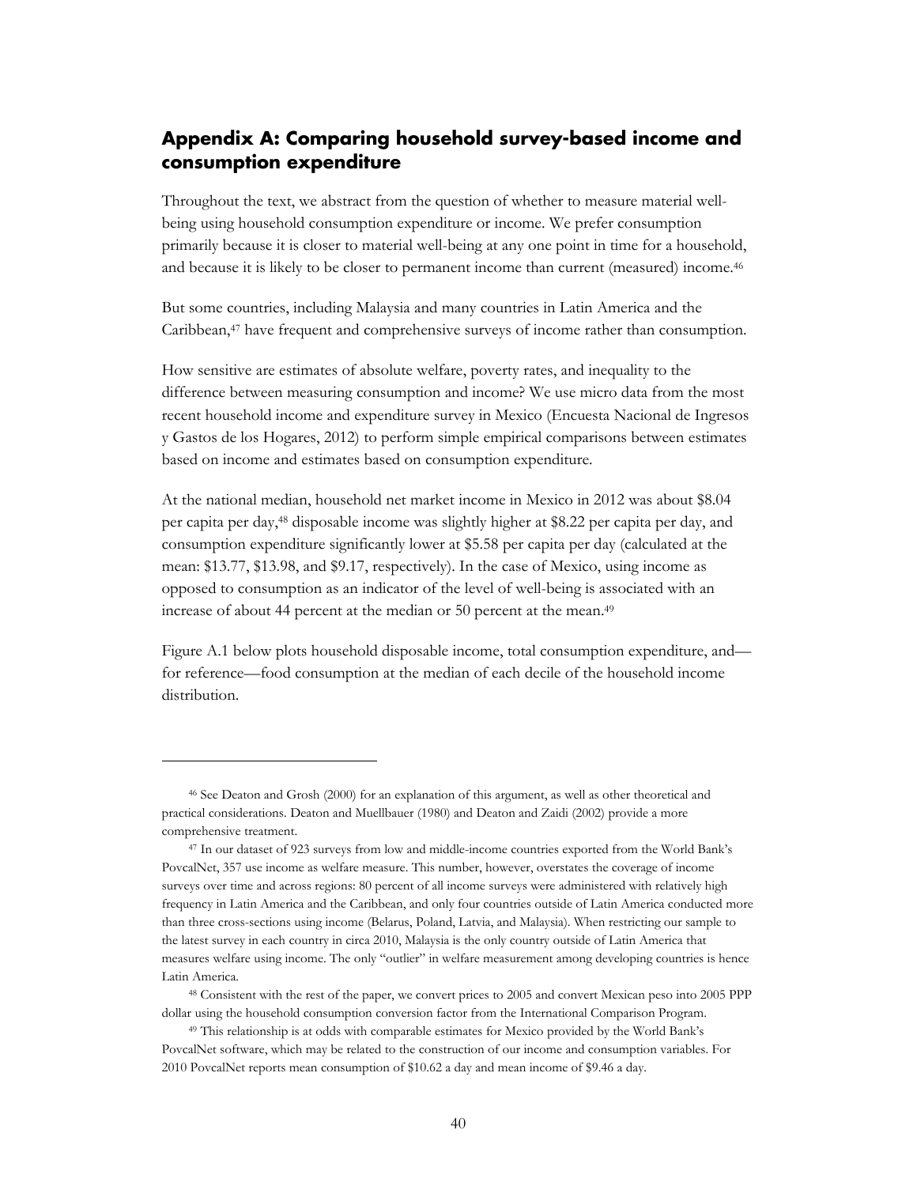## Appendix A: Comparing household survey-based income and consumption expenditure

Throughout the text, we abstract from the question of whether to measure material well-being using household consumption expenditure or income. We prefer consumption primarily because it is closer to material well-being at any one point in time for a household, and because it is likely to be closer to permanent income than current (measured) income.[46]

But some countries, including Malaysia and many countries in Latin America and the Caribbean,[47] have frequent and comprehensive surveys of income rather than consumption.

How sensitive are estimates of absolute welfare, poverty rates, and inequality to the difference between measuring consumption and income? We use micro data from the most recent household income and expenditure survey in Mexico (Encuesta Nacional de Ingresos y Gastos de los Hogares, 2012) to perform simple empirical comparisons between estimates based on income and estimates based on consumption expenditure.

At the national median, household net market income in Mexico in 2012 was about $8.04 per capita per day,[48] disposable income was slightly higher at $8.22 per capita per day, and consumption expenditure significantly lower at $5.58 per capita per day (calculated at the mean: $13.77, $13.98, and $9.17, respectively). In the case of Mexico, using income as opposed to consumption as an indicator of the level of well-being is associated with an increase of about 44 percent at the median or 50 percent at the mean.[49]

Figure A.1 below plots household disposable income, total consumption expenditure, and—for reference—food consumption at the median of each decile of the household income distribution.

---

[46] See Deaton and Grosh (2000) for an explanation of this argument, as well as other theoretical and practical considerations. Deaton and Muellbauer (1980) and Deaton and Zaidi (2002) provide a more comprehensive treatment.

[47] In our dataset of 923 surveys from low and middle-income countries exported from the World Bank's PovcalNet, 357 use income as welfare measure. This number, however, overstates the coverage of income surveys over time and across regions: 80 percent of all income surveys were administered with relatively high frequency in Latin America and the Caribbean, and only four countries outside of Latin America conducted more than three cross-sections using income (Belarus, Poland, Latvia, and Malaysia). When restricting our sample to the latest survey in each country in circa 2010, Malaysia is the only country outside of Latin America that measures welfare using income. The only "outlier" in welfare measurement among developing countries is hence Latin America.

[48] Consistent with the rest of the paper, we convert prices to 2005 and convert Mexican peso into 2005 PPP dollar using the household consumption conversion factor from the International Comparison Program.

[49] This relationship is at odds with comparable estimates for Mexico provided by the World Bank's PovcalNet software, which may be related to the construction of our income and consumption variables. For 2010 PovcalNet reports mean consumption of $10.62 a day and mean income of $9.46 a day.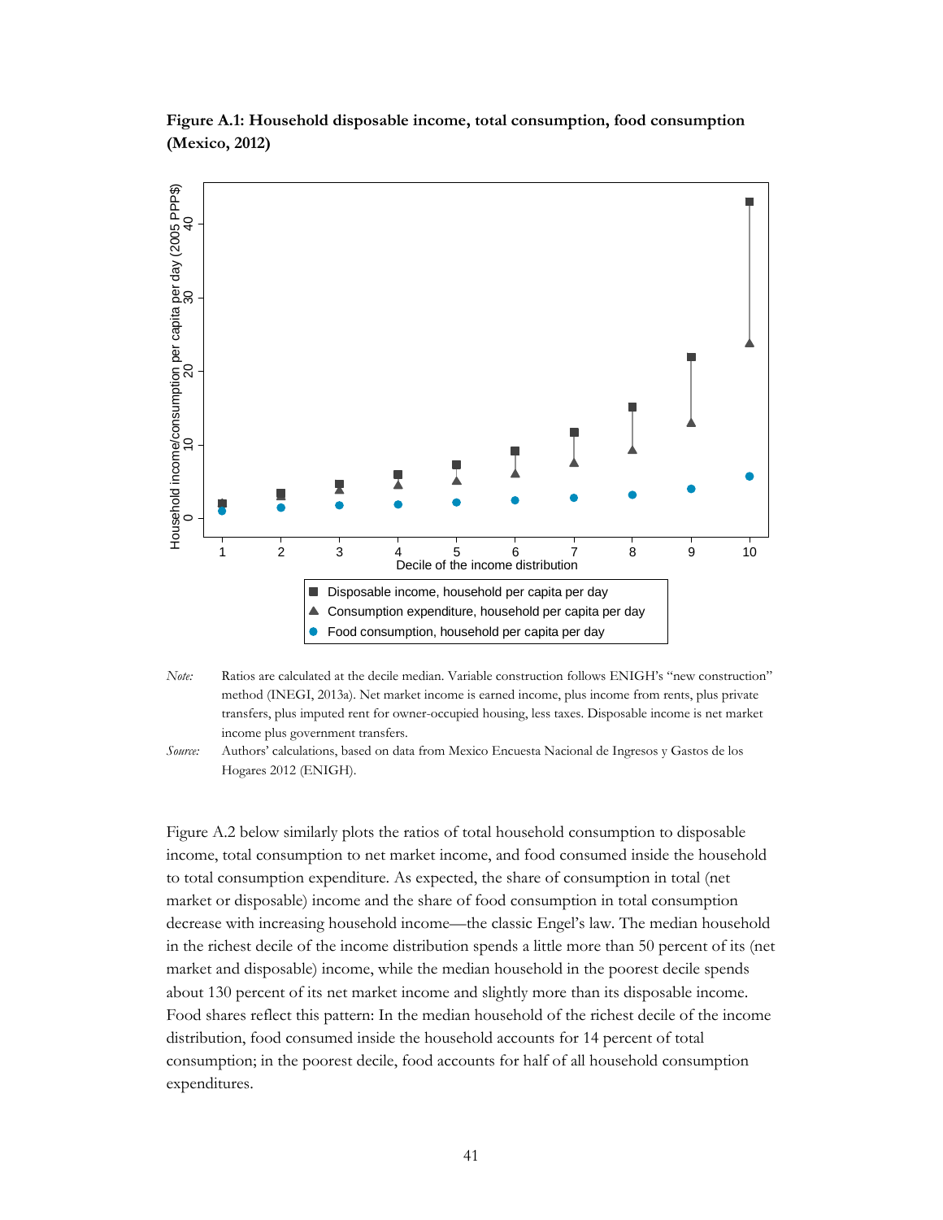**Figure A.1: Household disposable income, total consumption, food consumption (Mexico, 2012)**

*Note:* Ratios are calculated at the decile median. Variable construction follows ENIGH's "new construction" method (INEGI, 2013a). Net market income is earned income, plus income from rents, plus private transfers, plus imputed rent for owner-occupied housing, less taxes. Disposable income is net market income plus government transfers.

*Source:* Authors' calculations, based on data from Mexico Encuesta Nacional de Ingresos y Gastos de los Hogares 2012 (ENIGH).

Figure A.2 below similarly plots the ratios of total household consumption to disposable income, total consumption to net market income, and food consumed inside the household to total consumption expenditure. As expected, the share of consumption in total (net market or disposable) income and the share of food consumption in total consumption decrease with increasing household income—the classic Engel's law. The median household in the richest decile of the income distribution spends a little more than 50 percent of its (net market and disposable) income, while the median household in the poorest decile spends about 130 percent of its net market income and slightly more than its disposable income. Food shares reflect this pattern: In the median household of the richest decile of the income distribution, food consumed inside the household accounts for 14 percent of total consumption; in the poorest decile, food accounts for half of all household consumption expenditures.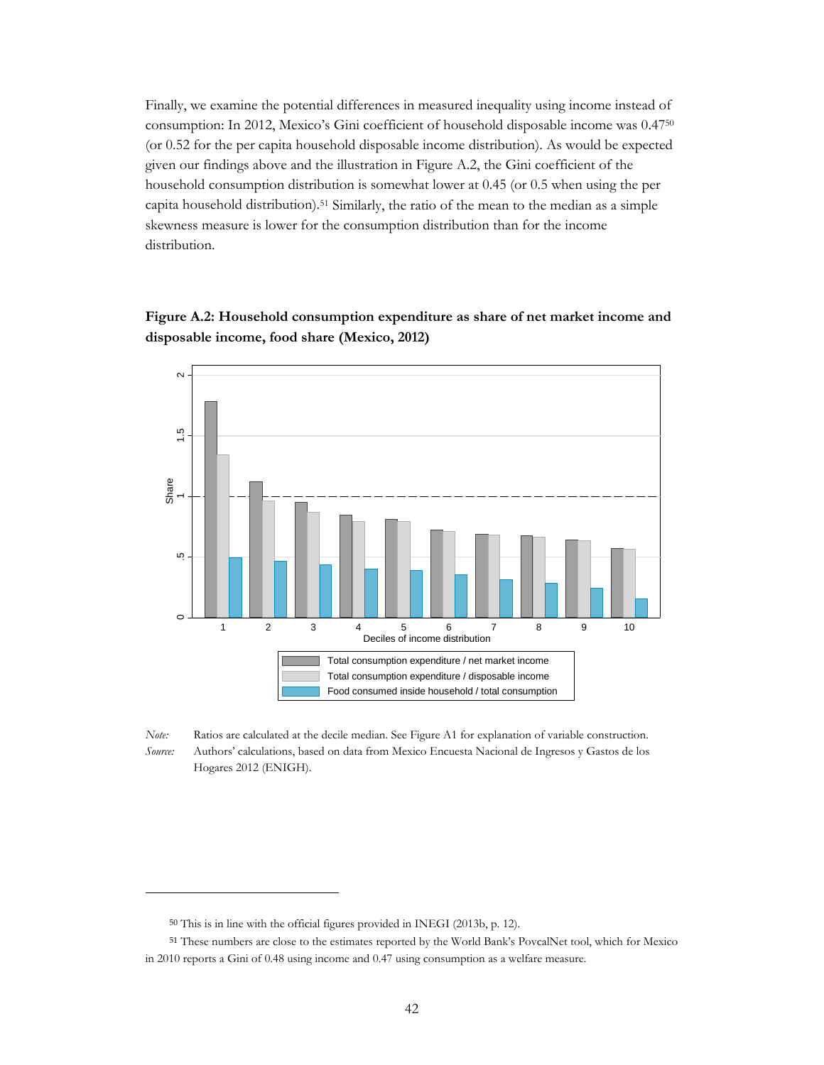Finally, we examine the potential differences in measured inequality using income instead of consumption: In 2012, Mexico's Gini coefficient of household disposable income was 0.47[50] (or 0.52 for the per capita household disposable income distribution). As would be expected given our findings above and the illustration in Figure A.2, the Gini coefficient of the household consumption distribution is somewhat lower at 0.45 (or 0.5 when using the per capita household distribution).[51] Similarly, the ratio of the mean to the median as a simple skewness measure is lower for the consumption distribution than for the income distribution.

**Figure A.2: Household consumption expenditure as share of net market income and disposable income, food share (Mexico, 2012)**

Share

0 .5 1 1.5 2

1 2 3 4 5 6 7 8 9 10

Deciles of income distribution

Total consumption expenditure / net market income

Total consumption expenditure / disposable income

Food consumed inside household / total consumption

*Note:* Ratios are calculated at the decile median. See Figure A1 for explanation of variable construction.

*Source:* Authors' calculations, based on data from Mexico Encuesta Nacional de Ingresos y Gastos de los Hogares 2012 (ENIGH).

---

[50] This is in line with the official figures provided in INEGI (2013b, p. 12).

[51] These numbers are close to the estimates reported by the World Bank's PovcalNet tool, which for Mexico in 2010 reports a Gini of 0.48 using income and 0.47 using consumption as a welfare measure.